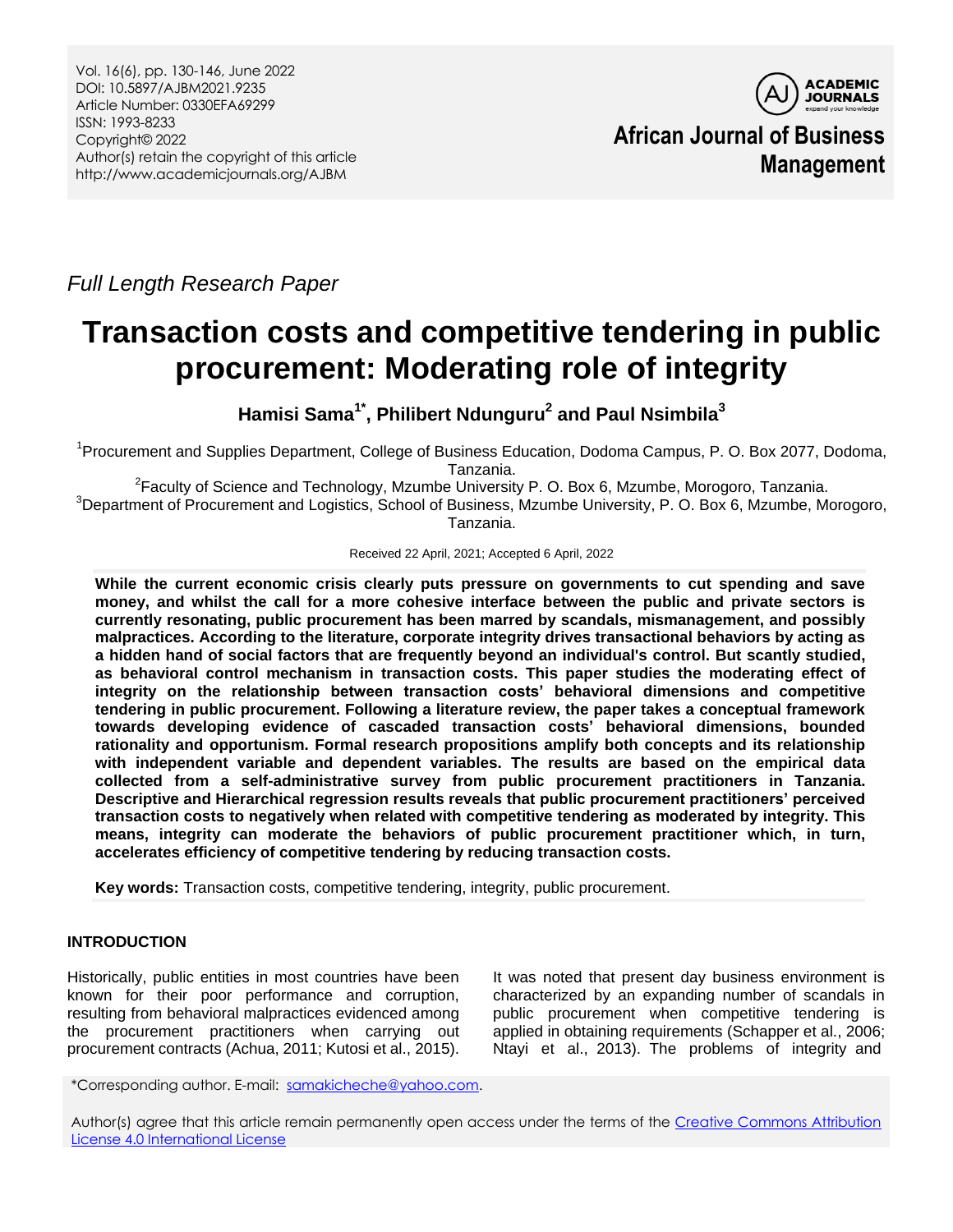Vol. 16(6), pp. 130-146, June 2022
DOI: 10.5897/AJBM2021.9235
Article Number: 0330EFA69299
ISSN: 1993-8233
Copyright© 2022
Author(s) retain the copyright of this article
http://www.academicjournals.org/AJBM

**African Journal of Business Management**

*Full Length Research Paper*

# Transaction costs and competitive tendering in public procurement: Moderating role of integrity

**Hamisi Sama[1*], Philibert Ndunguru[2] and Paul Nsimbila[3]**

[1]Procurement and Supplies Department, College of Business Education, Dodoma Campus, P. O. Box 2077, Dodoma, Tanzania.
[2]Faculty of Science and Technology, Mzumbe University P. O. Box 6, Mzumbe, Morogoro, Tanzania.
[3]Department of Procurement and Logistics, School of Business, Mzumbe University, P. O. Box 6, Mzumbe, Morogoro, Tanzania.

Received 22 April, 2021; Accepted 6 April, 2022

**While the current economic crisis clearly puts pressure on governments to cut spending and save money, and whilst the call for a more cohesive interface between the public and private sectors is currently resonating, public procurement has been marred by scandals, mismanagement, and possibly malpractices. According to the literature, corporate integrity drives transactional behaviors by acting as a hidden hand of social factors that are frequently beyond an individual's control. But scantly studied, as behavioral control mechanism in transaction costs. This paper studies the moderating effect of integrity on the relationship between transaction costs' behavioral dimensions and competitive tendering in public procurement. Following a literature review, the paper takes a conceptual framework towards developing evidence of cascaded transaction costs' behavioral dimensions, bounded rationality and opportunism. Formal research propositions amplify both concepts and its relationship with independent variable and dependent variables. The results are based on the empirical data collected from a self-administrative survey from public procurement practitioners in Tanzania. Descriptive and Hierarchical regression results reveals that public procurement practitioners' perceived transaction costs to negatively when related with competitive tendering as moderated by integrity. This means, integrity can moderate the behaviors of public procurement practitioner which, in turn, accelerates efficiency of competitive tendering by reducing transaction costs.**

**Key words:** Transaction costs, competitive tendering, integrity, public procurement.

## INTRODUCTION

Historically, public entities in most countries have been known for their poor performance and corruption, resulting from behavioral malpractices evidenced among the procurement practitioners when carrying out procurement contracts (Achua, 2011; Kutosi et al., 2015).

It was noted that present day business environment is characterized by an expanding number of scandals in public procurement when competitive tendering is applied in obtaining requirements (Schapper et al., 2006; Ntayi et al., 2013). The problems of integrity and

*Corresponding author. E-mail: samakicheche@yahoo.com.

Author(s) agree that this article remain permanently open access under the terms of the Creative Commons Attribution License 4.0 International License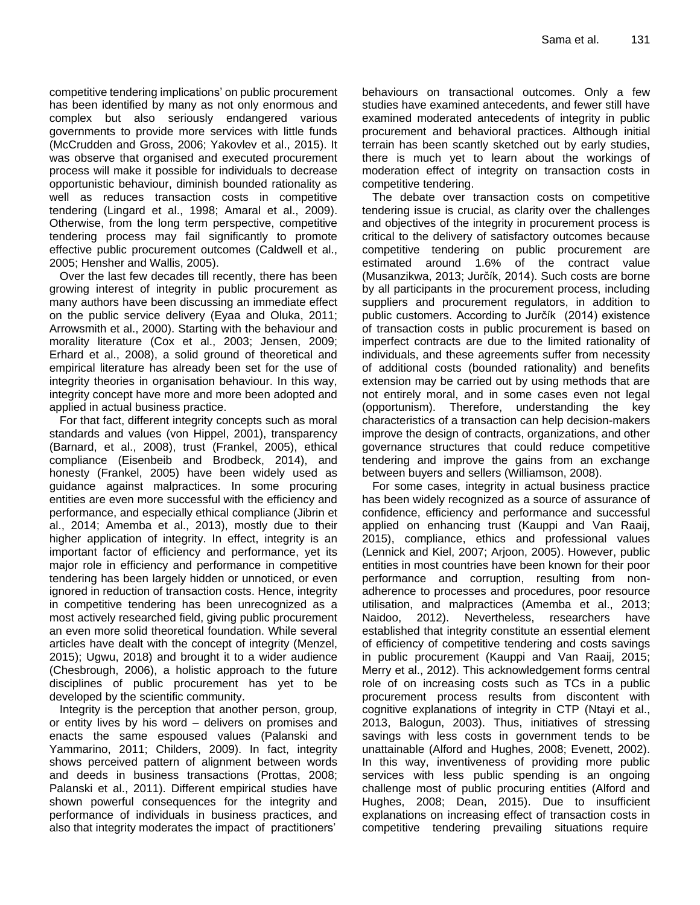competitive tendering implications' on public procurement has been identified by many as not only enormous and complex but also seriously endangered various governments to provide more services with little funds (McCrudden and Gross, 2006; Yakovlev et al., 2015). It was observe that organised and executed procurement process will make it possible for individuals to decrease opportunistic behaviour, diminish bounded rationality as well as reduces transaction costs in competitive tendering (Lingard et al., 1998; Amaral et al., 2009). Otherwise, from the long term perspective, competitive tendering process may fail significantly to promote effective public procurement outcomes (Caldwell et al., 2005; Hensher and Wallis, 2005).

Over the last few decades till recently, there has been growing interest of integrity in public procurement as many authors have been discussing an immediate effect on the public service delivery (Eyaa and Oluka, 2011; Arrowsmith et al., 2000). Starting with the behaviour and morality literature (Cox et al., 2003; Jensen, 2009; Erhard et al., 2008), a solid ground of theoretical and empirical literature has already been set for the use of integrity theories in organisation behaviour. In this way, integrity concept have more and more been adopted and applied in actual business practice.

For that fact, different integrity concepts such as moral standards and values (von Hippel, 2001), transparency (Barnard, et al., 2008), trust (Frankel, 2005), ethical compliance (Eisenbeib and Brodbeck, 2014), and honesty (Frankel, 2005) have been widely used as guidance against malpractices. In some procuring entities are even more successful with the efficiency and performance, and especially ethical compliance (Jibrin et al., 2014; Amemba et al., 2013), mostly due to their higher application of integrity. In effect, integrity is an important factor of efficiency and performance, yet its major role in efficiency and performance in competitive tendering has been largely hidden or unnoticed, or even ignored in reduction of transaction costs. Hence, integrity in competitive tendering has been unrecognized as a most actively researched field, giving public procurement an even more solid theoretical foundation. While several articles have dealt with the concept of integrity (Menzel, 2015); Ugwu, 2018) and brought it to a wider audience (Chesbrough, 2006), a holistic approach to the future disciplines of public procurement has yet to be developed by the scientific community.

Integrity is the perception that another person, group, or entity lives by his word – delivers on promises and enacts the same espoused values (Palanski and Yammarino, 2011; Childers, 2009). In fact, integrity shows perceived pattern of alignment between words and deeds in business transactions (Prottas, 2008; Palanski et al., 2011). Different empirical studies have shown powerful consequences for the integrity and performance of individuals in business practices, and also that integrity moderates the impact of practitioners' behaviours on transactional outcomes. Only a few studies have examined antecedents, and fewer still have examined moderated antecedents of integrity in public procurement and behavioral practices. Although initial terrain has been scantly sketched out by early studies, there is much yet to learn about the workings of moderation effect of integrity on transaction costs in competitive tendering.

The debate over transaction costs on competitive tendering issue is crucial, as clarity over the challenges and objectives of the integrity in procurement process is critical to the delivery of satisfactory outcomes because competitive tendering on public procurement are estimated around 1.6% of the contract value (Musanzikwa, 2013; Jurčík, 2014). Such costs are borne by all participants in the procurement process, including suppliers and procurement regulators, in addition to public customers. According to Jurčík (2014) existence of transaction costs in public procurement is based on imperfect contracts are due to the limited rationality of individuals, and these agreements suffer from necessity of additional costs (bounded rationality) and benefits extension may be carried out by using methods that are not entirely moral, and in some cases even not legal (opportunism). Therefore, understanding the key characteristics of a transaction can help decision-makers improve the design of contracts, organizations, and other governance structures that could reduce competitive tendering and improve the gains from an exchange between buyers and sellers (Williamson, 2008).

For some cases, integrity in actual business practice has been widely recognized as a source of assurance of confidence, efficiency and performance and successful applied on enhancing trust (Kauppi and Van Raaij, 2015), compliance, ethics and professional values (Lennick and Kiel, 2007; Arjoon, 2005). However, public entities in most countries have been known for their poor performance and corruption, resulting from non-adherence to processes and procedures, poor resource utilisation, and malpractices (Amemba et al., 2013; Naidoo, 2012). Nevertheless, researchers have established that integrity constitute an essential element of efficiency of competitive tendering and costs savings in public procurement (Kauppi and Van Raaij, 2015; Merry et al., 2012). This acknowledgement forms central role of on increasing costs such as TCs in a public procurement process results from discontent with cognitive explanations of integrity in CTP (Ntayi et al., 2013, Balogun, 2003). Thus, initiatives of stressing savings with less costs in government tends to be unattainable (Alford and Hughes, 2008; Evenett, 2002). In this way, inventiveness of providing more public services with less public spending is an ongoing challenge most of public procuring entities (Alford and Hughes, 2008; Dean, 2015). Due to insufficient explanations on increasing effect of transaction costs in competitive tendering prevailing situations require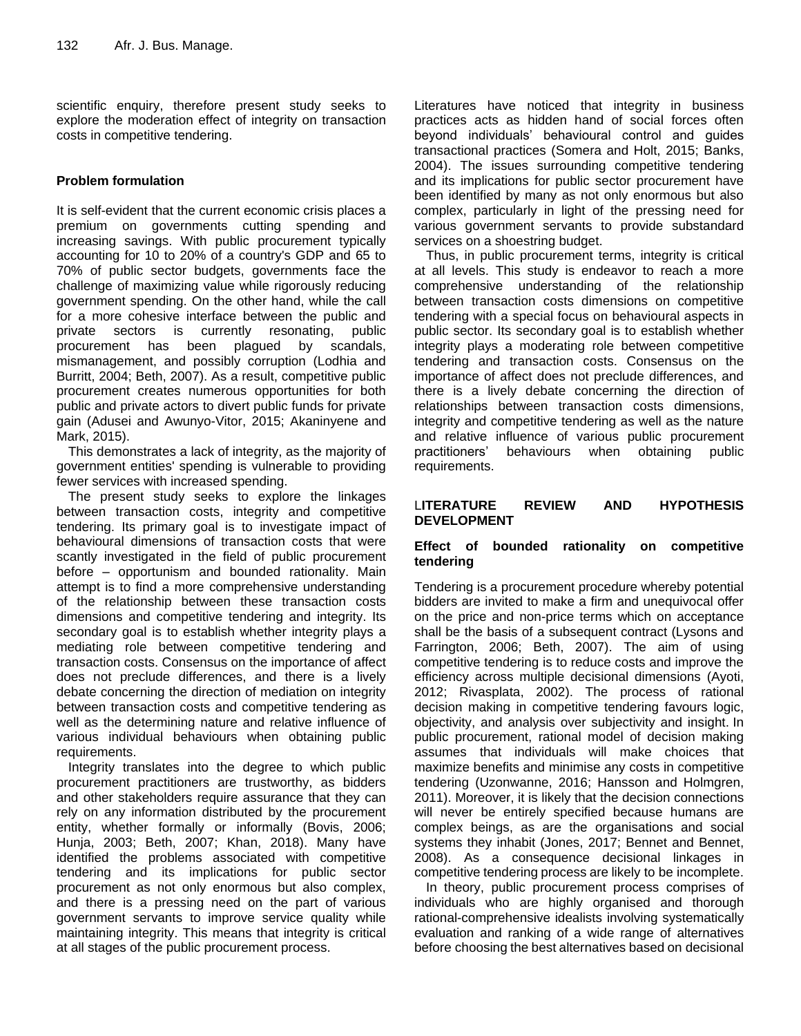scientific enquiry, therefore present study seeks to explore the moderation effect of integrity on transaction costs in competitive tendering.

### Problem formulation

It is self-evident that the current economic crisis places a premium on governments cutting spending and increasing savings. With public procurement typically accounting for 10 to 20% of a country's GDP and 65 to 70% of public sector budgets, governments face the challenge of maximizing value while rigorously reducing government spending. On the other hand, while the call for a more cohesive interface between the public and private sectors is currently resonating, public procurement has been plagued by scandals, mismanagement, and possibly corruption (Lodhia and Burritt, 2004; Beth, 2007). As a result, competitive public procurement creates numerous opportunities for both public and private actors to divert public funds for private gain (Adusei and Awunyo-Vitor, 2015; Akaninyene and Mark, 2015).

This demonstrates a lack of integrity, as the majority of government entities' spending is vulnerable to providing fewer services with increased spending.

The present study seeks to explore the linkages between transaction costs, integrity and competitive tendering. Its primary goal is to investigate impact of behavioural dimensions of transaction costs that were scantly investigated in the field of public procurement before – opportunism and bounded rationality. Main attempt is to find a more comprehensive understanding of the relationship between these transaction costs dimensions and competitive tendering and integrity. Its secondary goal is to establish whether integrity plays a mediating role between competitive tendering and transaction costs. Consensus on the importance of affect does not preclude differences, and there is a lively debate concerning the direction of mediation on integrity between transaction costs and competitive tendering as well as the determining nature and relative influence of various individual behaviours when obtaining public requirements.

Integrity translates into the degree to which public procurement practitioners are trustworthy, as bidders and other stakeholders require assurance that they can rely on any information distributed by the procurement entity, whether formally or informally (Bovis, 2006; Hunja, 2003; Beth, 2007; Khan, 2018). Many have identified the problems associated with competitive tendering and its implications for public sector procurement as not only enormous but also complex, and there is a pressing need on the part of various government servants to improve service quality while maintaining integrity. This means that integrity is critical at all stages of the public procurement process.

Literatures have noticed that integrity in business practices acts as hidden hand of social forces often beyond individuals' behavioural control and guides transactional practices (Somera and Holt, 2015; Banks, 2004). The issues surrounding competitive tendering and its implications for public sector procurement have been identified by many as not only enormous but also complex, particularly in light of the pressing need for various government servants to provide substandard services on a shoestring budget.

Thus, in public procurement terms, integrity is critical at all levels. This study is endeavor to reach a more comprehensive understanding of the relationship between transaction costs dimensions on competitive tendering with a special focus on behavioural aspects in public sector. Its secondary goal is to establish whether integrity plays a moderating role between competitive tendering and transaction costs. Consensus on the importance of affect does not preclude differences, and there is a lively debate concerning the direction of relationships between transaction costs dimensions, integrity and competitive tendering as well as the nature and relative influence of various public procurement practitioners' behaviours when obtaining public requirements.

## LITERATURE REVIEW AND HYPOTHESIS DEVELOPMENT

### Effect of bounded rationality on competitive tendering

Tendering is a procurement procedure whereby potential bidders are invited to make a firm and unequivocal offer on the price and non-price terms which on acceptance shall be the basis of a subsequent contract (Lysons and Farrington, 2006; Beth, 2007). The aim of using competitive tendering is to reduce costs and improve the efficiency across multiple decisional dimensions (Ayoti, 2012; Rivasplata, 2002). The process of rational decision making in competitive tendering favours logic, objectivity, and analysis over subjectivity and insight. In public procurement, rational model of decision making assumes that individuals will make choices that maximize benefits and minimise any costs in competitive tendering (Uzonwanne, 2016; Hansson and Holmgren, 2011). Moreover, it is likely that the decision connections will never be entirely specified because humans are complex beings, as are the organisations and social systems they inhabit (Jones, 2017; Bennet and Bennet, 2008). As a consequence decisional linkages in competitive tendering process are likely to be incomplete.

In theory, public procurement process comprises of individuals who are highly organised and thorough rational-comprehensive idealists involving systematically evaluation and ranking of a wide range of alternatives before choosing the best alternatives based on decisional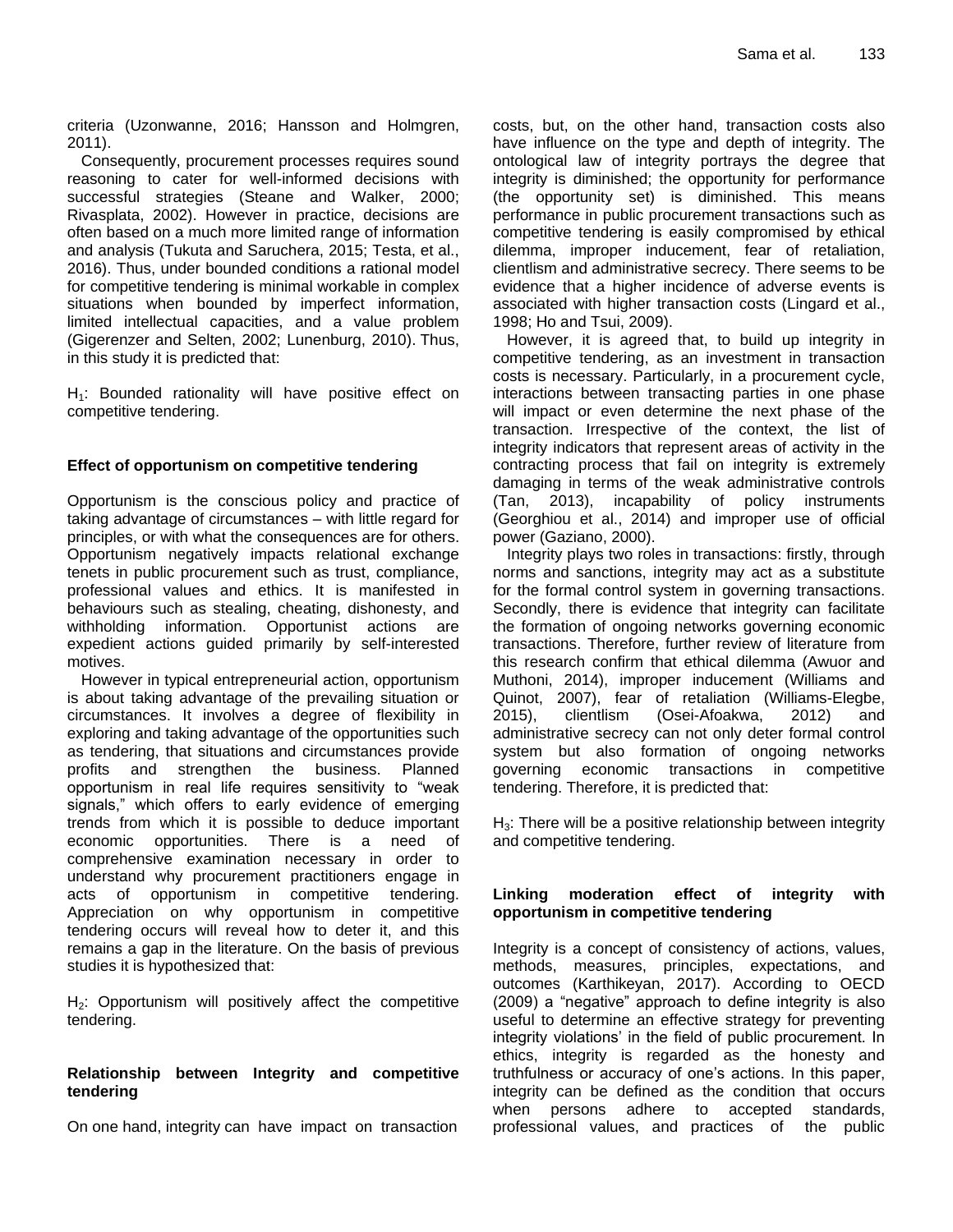criteria (Uzonwanne, 2016; Hansson and Holmgren, 2011).

Consequently, procurement processes requires sound reasoning to cater for well-informed decisions with successful strategies (Steane and Walker, 2000; Rivasplata, 2002). However in practice, decisions are often based on a much more limited range of information and analysis (Tukuta and Saruchera, 2015; Testa, et al., 2016). Thus, under bounded conditions a rational model for competitive tendering is minimal workable in complex situations when bounded by imperfect information, limited intellectual capacities, and a value problem (Gigerenzer and Selten, 2002; Lunenburg, 2010). Thus, in this study it is predicted that:

$H_1$: Bounded rationality will have positive effect on competitive tendering.

### Effect of opportunism on competitive tendering

Opportunism is the conscious policy and practice of taking advantage of circumstances – with little regard for principles, or with what the consequences are for others. Opportunism negatively impacts relational exchange tenets in public procurement such as trust, compliance, professional values and ethics. It is manifested in behaviours such as stealing, cheating, dishonesty, and withholding information. Opportunist actions are expedient actions guided primarily by self-interested motives.

However in typical entrepreneurial action, opportunism is about taking advantage of the prevailing situation or circumstances. It involves a degree of flexibility in exploring and taking advantage of the opportunities such as tendering, that situations and circumstances provide profits and strengthen the business. Planned opportunism in real life requires sensitivity to "weak signals," which offers to early evidence of emerging trends from which it is possible to deduce important economic opportunities. There is a need of comprehensive examination necessary in order to understand why procurement practitioners engage in acts of opportunism in competitive tendering. Appreciation on why opportunism in competitive tendering occurs will reveal how to deter it, and this remains a gap in the literature. On the basis of previous studies it is hypothesized that:

$H_2$: Opportunism will positively affect the competitive tendering.

### Relationship between Integrity and competitive tendering

On one hand, integrity can have impact on transaction costs, but, on the other hand, transaction costs also have influence on the type and depth of integrity. The ontological law of integrity portrays the degree that integrity is diminished; the opportunity for performance (the opportunity set) is diminished. This means performance in public procurement transactions such as competitive tendering is easily compromised by ethical dilemma, improper inducement, fear of retaliation, clientlism and administrative secrecy. There seems to be evidence that a higher incidence of adverse events is associated with higher transaction costs (Lingard et al., 1998; Ho and Tsui, 2009).

However, it is agreed that, to build up integrity in competitive tendering, as an investment in transaction costs is necessary. Particularly, in a procurement cycle, interactions between transacting parties in one phase will impact or even determine the next phase of the transaction. Irrespective of the context, the list of integrity indicators that represent areas of activity in the contracting process that fail on integrity is extremely damaging in terms of the weak administrative controls (Tan, 2013), incapability of policy instruments (Georghiou et al., 2014) and improper use of official power (Gaziano, 2000).

Integrity plays two roles in transactions: firstly, through norms and sanctions, integrity may act as a substitute for the formal control system in governing transactions. Secondly, there is evidence that integrity can facilitate the formation of ongoing networks governing economic transactions. Therefore, further review of literature from this research confirm that ethical dilemma (Awuor and Muthoni, 2014), improper inducement (Williams and Quinot, 2007), fear of retaliation (Williams-Elegbe, 2015), clientlism (Osei-Afoakwa, 2012) and administrative secrecy can not only deter formal control system but also formation of ongoing networks governing economic transactions in competitive tendering. Therefore, it is predicted that:

$H_3$: There will be a positive relationship between integrity and competitive tendering.

### Linking moderation effect of integrity with opportunism in competitive tendering

Integrity is a concept of consistency of actions, values, methods, measures, principles, expectations, and outcomes (Karthikeyan, 2017). According to OECD (2009) a "negative" approach to define integrity is also useful to determine an effective strategy for preventing integrity violations' in the field of public procurement. In ethics, integrity is regarded as the honesty and truthfulness or accuracy of one's actions. In this paper, integrity can be defined as the condition that occurs when persons adhere to accepted standards, professional values, and practices of the public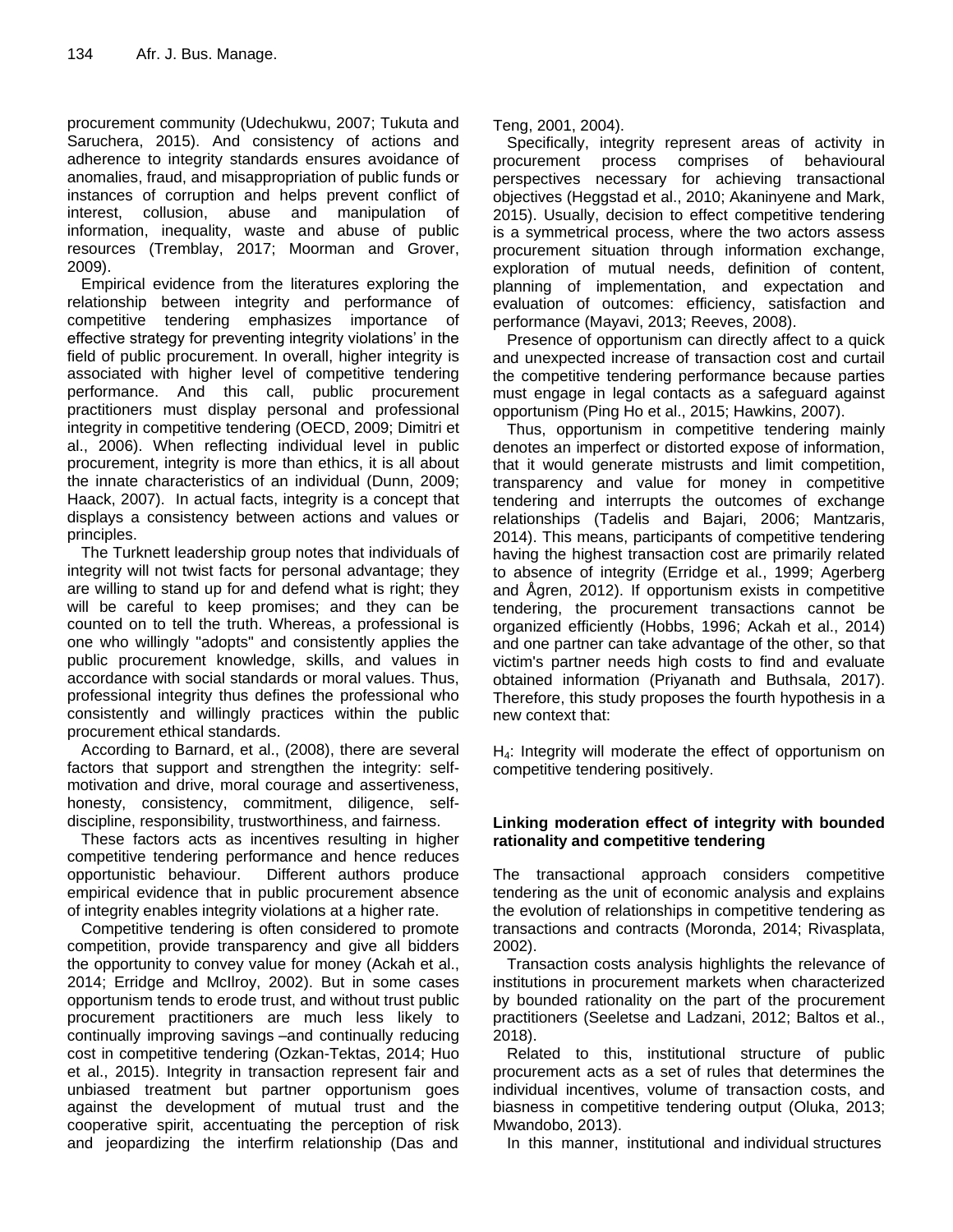procurement community (Udechukwu, 2007; Tukuta and Saruchera, 2015). And consistency of actions and adherence to integrity standards ensures avoidance of anomalies, fraud, and misappropriation of public funds or instances of corruption and helps prevent conflict of interest, collusion, abuse and manipulation of information, inequality, waste and abuse of public resources (Tremblay, 2017; Moorman and Grover, 2009).

Empirical evidence from the literatures exploring the relationship between integrity and performance of competitive tendering emphasizes importance of effective strategy for preventing integrity violations' in the field of public procurement. In overall, higher integrity is associated with higher level of competitive tendering performance. And this call, public procurement practitioners must display personal and professional integrity in competitive tendering (OECD, 2009; Dimitri et al., 2006). When reflecting individual level in public procurement, integrity is more than ethics, it is all about the innate characteristics of an individual (Dunn, 2009; Haack, 2007). In actual facts, integrity is a concept that displays a consistency between actions and values or principles.

The Turknett leadership group notes that individuals of integrity will not twist facts for personal advantage; they are willing to stand up for and defend what is right; they will be careful to keep promises; and they can be counted on to tell the truth. Whereas, a professional is one who willingly "adopts" and consistently applies the public procurement knowledge, skills, and values in accordance with social standards or moral values. Thus, professional integrity thus defines the professional who consistently and willingly practices within the public procurement ethical standards.

According to Barnard, et al., (2008), there are several factors that support and strengthen the integrity: self-motivation and drive, moral courage and assertiveness, honesty, consistency, commitment, diligence, self-discipline, responsibility, trustworthiness, and fairness.

These factors acts as incentives resulting in higher competitive tendering performance and hence reduces opportunistic behaviour. Different authors produce empirical evidence that in public procurement absence of integrity enables integrity violations at a higher rate.

Competitive tendering is often considered to promote competition, provide transparency and give all bidders the opportunity to convey value for money (Ackah et al., 2014; Erridge and McIlroy, 2002). But in some cases opportunism tends to erode trust, and without trust public procurement practitioners are much less likely to continually improving savings –and continually reducing cost in competitive tendering (Ozkan-Tektas, 2014; Huo et al., 2015). Integrity in transaction represent fair and unbiased treatment but partner opportunism goes against the development of mutual trust and the cooperative spirit, accentuating the perception of risk and jeopardizing the interfirm relationship (Das and Teng, 2001, 2004).

Specifically, integrity represent areas of activity in procurement process comprises of behavioural perspectives necessary for achieving transactional objectives (Heggstad et al., 2010; Akaninyene and Mark, 2015). Usually, decision to effect competitive tendering is a symmetrical process, where the two actors assess procurement situation through information exchange, exploration of mutual needs, definition of content, planning of implementation, and expectation and evaluation of outcomes: efficiency, satisfaction and performance (Mayavi, 2013; Reeves, 2008).

Presence of opportunism can directly affect to a quick and unexpected increase of transaction cost and curtail the competitive tendering performance because parties must engage in legal contacts as a safeguard against opportunism (Ping Ho et al., 2015; Hawkins, 2007).

Thus, opportunism in competitive tendering mainly denotes an imperfect or distorted expose of information, that it would generate mistrusts and limit competition, transparency and value for money in competitive tendering and interrupts the outcomes of exchange relationships (Tadelis and Bajari, 2006; Mantzaris, 2014). This means, participants of competitive tendering having the highest transaction cost are primarily related to absence of integrity (Erridge et al., 1999; Agerberg and Ågren, 2012). If opportunism exists in competitive tendering, the procurement transactions cannot be organized efficiently (Hobbs, 1996; Ackah et al., 2014) and one partner can take advantage of the other, so that victim's partner needs high costs to find and evaluate obtained information (Priyanath and Buthsala, 2017). Therefore, this study proposes the fourth hypothesis in a new context that:

$H_4$: Integrity will moderate the effect of opportunism on competitive tendering positively.

**Linking moderation effect of integrity with bounded rationality and competitive tendering**

The transactional approach considers competitive tendering as the unit of economic analysis and explains the evolution of relationships in competitive tendering as transactions and contracts (Moronda, 2014; Rivasplata, 2002).

Transaction costs analysis highlights the relevance of institutions in procurement markets when characterized by bounded rationality on the part of the procurement practitioners (Seeletse and Ladzani, 2012; Baltos et al., 2018).

Related to this, institutional structure of public procurement acts as a set of rules that determines the individual incentives, volume of transaction costs, and biasness in competitive tendering output (Oluka, 2013; Mwandobo, 2013).

In this manner, institutional and individual structures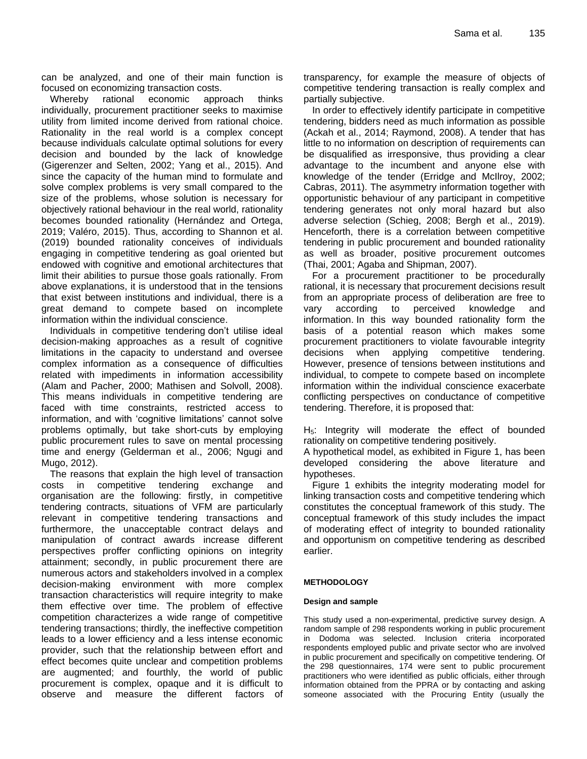can be analyzed, and one of their main function is focused on economizing transaction costs.

Whereby rational economic approach thinks individually, procurement practitioner seeks to maximise utility from limited income derived from rational choice. Rationality in the real world is a complex concept because individuals calculate optimal solutions for every decision and bounded by the lack of knowledge (Gigerenzer and Selten, 2002; Yang et al., 2015). And since the capacity of the human mind to formulate and solve complex problems is very small compared to the size of the problems, whose solution is necessary for objectively rational behaviour in the real world, rationality becomes bounded rationality (Hernández and Ortega, 2019; Valéro, 2015). Thus, according to Shannon et al. (2019) bounded rationality conceives of individuals engaging in competitive tendering as goal oriented but endowed with cognitive and emotional architectures that limit their abilities to pursue those goals rationally. From above explanations, it is understood that in the tensions that exist between institutions and individual, there is a great demand to compete based on incomplete information within the individual conscience.

Individuals in competitive tendering don't utilise ideal decision-making approaches as a result of cognitive limitations in the capacity to understand and oversee complex information as a consequence of difficulties related with impediments in information accessibility (Alam and Pacher, 2000; Mathisen and Solvoll, 2008). This means individuals in competitive tendering are faced with time constraints, restricted access to information, and with 'cognitive limitations' cannot solve problems optimally, but take short-cuts by employing public procurement rules to save on mental processing time and energy (Gelderman et al., 2006; Ngugi and Mugo, 2012).

The reasons that explain the high level of transaction costs in competitive tendering exchange and organisation are the following: firstly, in competitive tendering contracts, situations of VFM are particularly relevant in competitive tendering transactions and furthermore, the unacceptable contract delays and manipulation of contract awards increase different perspectives proffer conflicting opinions on integrity attainment; secondly, in public procurement there are numerous actors and stakeholders involved in a complex decision-making environment with more complex transaction characteristics will require integrity to make them effective over time. The problem of effective competition characterizes a wide range of competitive tendering transactions; thirdly, the ineffective competition leads to a lower efficiency and a less intense economic provider, such that the relationship between effort and effect becomes quite unclear and competition problems are augmented; and fourthly, the world of public procurement is complex, opaque and it is difficult to observe and measure the different factors of transparency, for example the measure of objects of competitive tendering transaction is really complex and partially subjective.

In order to effectively identify participate in competitive tendering, bidders need as much information as possible (Ackah et al., 2014; Raymond, 2008). A tender that has little to no information on description of requirements can be disqualified as irresponsive, thus providing a clear advantage to the incumbent and anyone else with knowledge of the tender (Erridge and McIlroy, 2002; Cabras, 2011). The asymmetry information together with opportunistic behaviour of any participant in competitive tendering generates not only moral hazard but also adverse selection (Schieg, 2008; Bergh et al., 2019). Henceforth, there is a correlation between competitive tendering in public procurement and bounded rationality as well as broader, positive procurement outcomes (Thai, 2001; Agaba and Shipman, 2007).

For a procurement practitioner to be procedurally rational, it is necessary that procurement decisions result from an appropriate process of deliberation are free to vary according to perceived knowledge and information. In this way bounded rationality form the basis of a potential reason which makes some procurement practitioners to violate favourable integrity decisions when applying competitive tendering. However, presence of tensions between institutions and individual, to compete to compete based on incomplete information within the individual conscience exacerbate conflicting perspectives on conductance of competitive tendering. Therefore, it is proposed that:

$H_5$: Integrity will moderate the effect of bounded rationality on competitive tendering positively.

A hypothetical model, as exhibited in Figure 1, has been developed considering the above literature and hypotheses.

Figure 1 exhibits the integrity moderating model for linking transaction costs and competitive tendering which constitutes the conceptual framework of this study. The conceptual framework of this study includes the impact of moderating effect of integrity to bounded rationality and opportunism on competitive tendering as described earlier.

## METHODOLOGY

### Design and sample

This study used a non-experimental, predictive survey design. A random sample of 298 respondents working in public procurement in Dodoma was selected. Inclusion criteria incorporated respondents employed public and private sector who are involved in public procurement and specifically on competitive tendering. Of the 298 questionnaires, 174 were sent to public procurement practitioners who were identified as public officials, either through information obtained from the PPRA or by contacting and asking someone associated with the Procuring Entity (usually the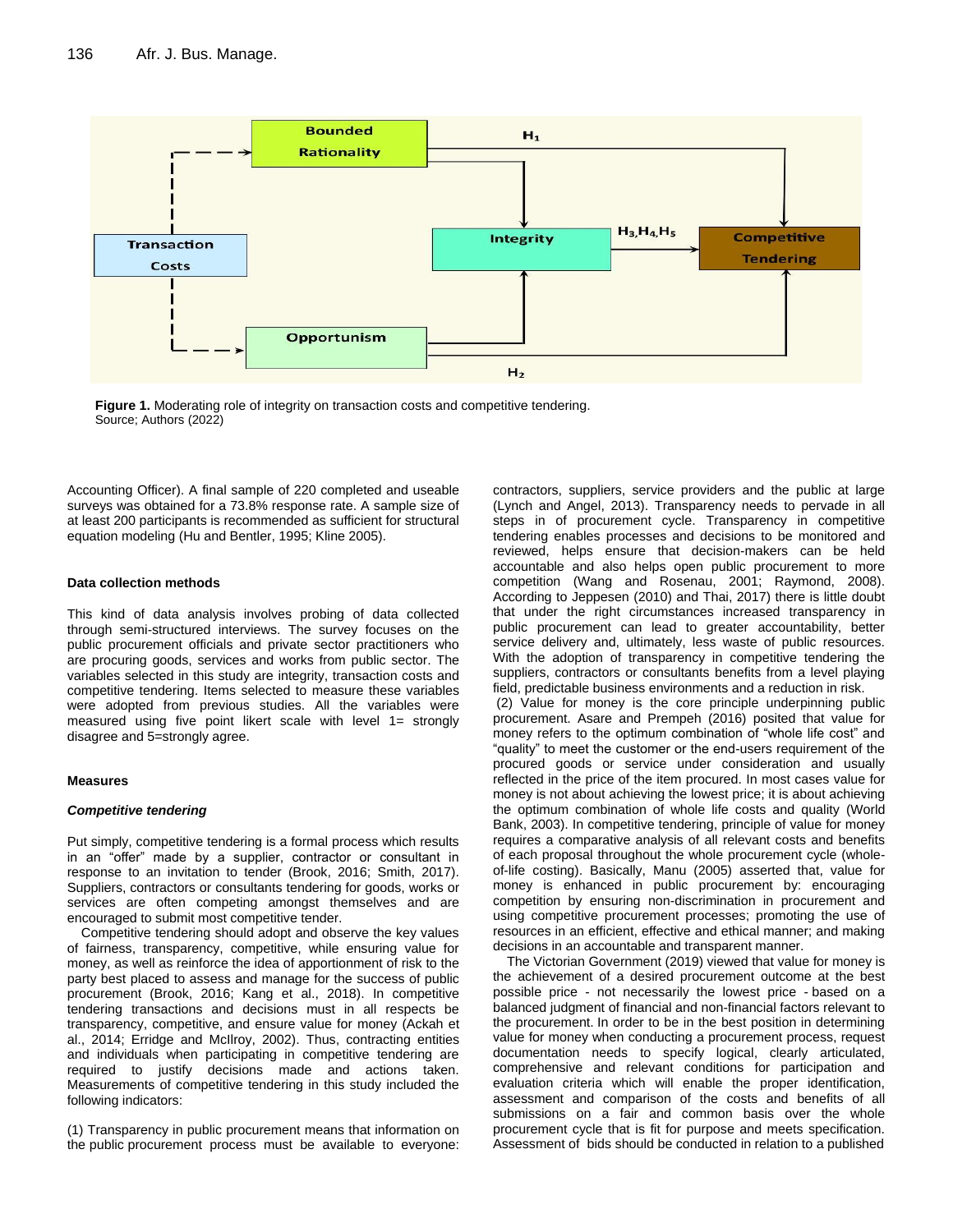**Figure 1.** Moderating role of integrity on transaction costs and competitive tendering.
Source; Authors (2022)

Accounting Officer). A final sample of 220 completed and useable surveys was obtained for a 73.8% response rate. A sample size of at least 200 participants is recommended as sufficient for structural equation modeling (Hu and Bentler, 1995; Kline 2005).

#### Data collection methods

This kind of data analysis involves probing of data collected through semi-structured interviews. The survey focuses on the public procurement officials and private sector practitioners who are procuring goods, services and works from public sector. The variables selected in this study are integrity, transaction costs and competitive tendering. Items selected to measure these variables were adopted from previous studies. All the variables were measured using five point likert scale with level 1= strongly disagree and 5=strongly agree.

#### Measures

##### *Competitive tendering*

Put simply, competitive tendering is a formal process which results in an "offer" made by a supplier, contractor or consultant in response to an invitation to tender (Brook, 2016; Smith, 2017). Suppliers, contractors or consultants tendering for goods, works or services are often competing amongst themselves and are encouraged to submit most competitive tender.

Competitive tendering should adopt and observe the key values of fairness, transparency, competitive, while ensuring value for money, as well as reinforce the idea of apportionment of risk to the party best placed to assess and manage for the success of public procurement (Brook, 2016; Kang et al., 2018). In competitive tendering transactions and decisions must in all respects be transparency, competitive, and ensure value for money (Ackah et al., 2014; Erridge and McIlroy, 2002). Thus, contracting entities and individuals when participating in competitive tendering are required to justify decisions made and actions taken. Measurements of competitive tendering in this study included the following indicators:

(1) Transparency in public procurement means that information on the public procurement process must be available to everyone: contractors, suppliers, service providers and the public at large (Lynch and Angel, 2013). Transparency needs to pervade in all steps in of procurement cycle. Transparency in competitive tendering enables processes and decisions to be monitored and reviewed, helps ensure that decision-makers can be held accountable and also helps open public procurement to more competition (Wang and Rosenau, 2001; Raymond, 2008). According to Jeppesen (2010) and Thai, 2017) there is little doubt that under the right circumstances increased transparency in public procurement can lead to greater accountability, better service delivery and, ultimately, less waste of public resources. With the adoption of transparency in competitive tendering the suppliers, contractors or consultants benefits from a level playing field, predictable business environments and a reduction in risk.

(2) Value for money is the core principle underpinning public procurement. Asare and Prempeh (2016) posited that value for money refers to the optimum combination of "whole life cost" and "quality" to meet the customer or the end-users requirement of the procured goods or service under consideration and usually reflected in the price of the item procured. In most cases value for money is not about achieving the lowest price; it is about achieving the optimum combination of whole life costs and quality (World Bank, 2003). In competitive tendering, principle of value for money requires a comparative analysis of all relevant costs and benefits of each proposal throughout the whole procurement cycle (whole-of-life costing). Basically, Manu (2005) asserted that, value for money is enhanced in public procurement by: encouraging competition by ensuring non-discrimination in procurement and using competitive procurement processes; promoting the use of resources in an efficient, effective and ethical manner; and making decisions in an accountable and transparent manner.

The Victorian Government (2019) viewed that value for money is the achievement of a desired procurement outcome at the best possible price - not necessarily the lowest price - based on a balanced judgment of financial and non-financial factors relevant to the procurement. In order to be in the best position in determining value for money when conducting a procurement process, request documentation needs to specify logical, clearly articulated, comprehensive and relevant conditions for participation and evaluation criteria which will enable the proper identification, assessment and comparison of the costs and benefits of all submissions on a fair and common basis over the whole procurement cycle that is fit for purpose and meets specification. Assessment of bids should be conducted in relation to a published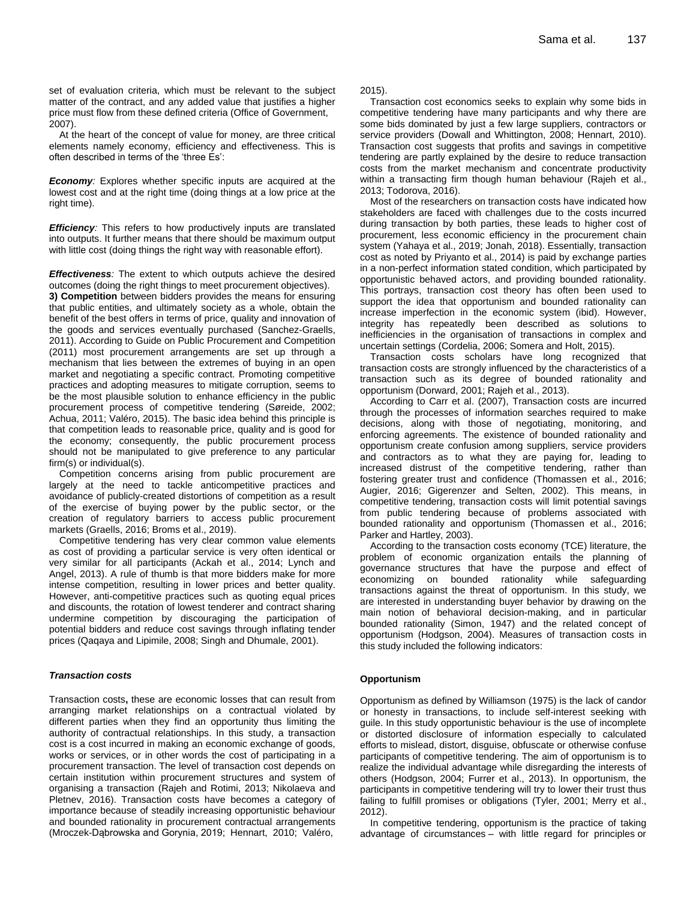set of evaluation criteria, which must be relevant to the subject matter of the contract, and any added value that justifies a higher price must flow from these defined criteria (Office of Government, 2007).

At the heart of the concept of value for money, are three critical elements namely economy, efficiency and effectiveness. This is often described in terms of the 'three Es':

***Economy**:* Explores whether specific inputs are acquired at the lowest cost and at the right time (doing things at a low price at the right time).

***Efficiency**:* This refers to how productively inputs are translated into outputs. It further means that there should be maximum output with little cost (doing things the right way with reasonable effort).

***Effectiveness**:* The extent to which outputs achieve the desired outcomes (doing the right things to meet procurement objectives).

**3) Competition** between bidders provides the means for ensuring that public entities, and ultimately society as a whole, obtain the benefit of the best offers in terms of price, quality and innovation of the goods and services eventually purchased (Sanchez-Graells, 2011). According to Guide on Public Procurement and Competition (2011) most procurement arrangements are set up through a mechanism that lies between the extremes of buying in an open market and negotiating a specific contract. Promoting competitive practices and adopting measures to mitigate corruption, seems to be the most plausible solution to enhance efficiency in the public procurement process of competitive tendering (Søreide, 2002; Achua, 2011; Valéro, 2015). The basic idea behind this principle is that competition leads to reasonable price, quality and is good for the economy; consequently, the public procurement process should not be manipulated to give preference to any particular firm(s) or individual(s).

Competition concerns arising from public procurement are largely at the need to tackle anticompetitive practices and avoidance of publicly-created distortions of competition as a result of the exercise of buying power by the public sector, or the creation of regulatory barriers to access public procurement markets (Graells, 2016; Broms et al., 2019).

Competitive tendering has very clear common value elements as cost of providing a particular service is very often identical or very similar for all participants (Ackah et al., 2014; Lynch and Angel, 2013). A rule of thumb is that more bidders make for more intense competition, resulting in lower prices and better quality. However, anti-competitive practices such as quoting equal prices and discounts, the rotation of lowest tenderer and contract sharing undermine competition by discouraging the participation of potential bidders and reduce cost savings through inflating tender prices (Qaqaya and Lipimile, 2008; Singh and Dhumale, 2001).

### *Transaction costs*

Transaction costs**,** these are economic losses that can result from arranging market relationships on a contractual violated by different parties when they find an opportunity thus limiting the authority of contractual relationships. In this study, a transaction cost is a cost incurred in making an economic exchange of goods, works or services, or in other words the cost of participating in a procurement transaction. The level of transaction cost depends on certain institution within procurement structures and system of organising a transaction (Rajeh and Rotimi, 2013; Nikolaeva and Pletnev, 2016). Transaction costs have becomes a category of importance because of steadily increasing opportunistic behaviour and bounded rationality in procurement contractual arrangements (Mroczek-Dąbrowska and Gorynia, 2019; Hennart, 2010; Valéro, 2015).

Transaction cost economics seeks to explain why some bids in competitive tendering have many participants and why there are some bids dominated by just a few large suppliers, contractors or service providers (Dowall and Whittington, 2008; Hennart, 2010). Transaction cost suggests that profits and savings in competitive tendering are partly explained by the desire to reduce transaction costs from the market mechanism and concentrate productivity within a transacting firm though human behaviour (Rajeh et al., 2013; Todorova, 2016).

Most of the researchers on transaction costs have indicated how stakeholders are faced with challenges due to the costs incurred during transaction by both parties, these leads to higher cost of procurement, less economic efficiency in the procurement chain system (Yahaya et al., 2019; Jonah, 2018). Essentially, transaction cost as noted by Priyanto et al., 2014) is paid by exchange parties in a non-perfect information stated condition, which participated by opportunistic behaved actors, and providing bounded rationality. This portrays, transaction cost theory has often been used to support the idea that opportunism and bounded rationality can increase imperfection in the economic system (ibid). However, integrity has repeatedly been described as solutions to inefficiencies in the organisation of transactions in complex and uncertain settings (Cordelia, 2006; Somera and Holt, 2015).

Transaction costs scholars have long recognized that transaction costs are strongly influenced by the characteristics of a transaction such as its degree of bounded rationality and opportunism (Dorward, 2001; Rajeh et al., 2013).

According to Carr et al. (2007), Transaction costs are incurred through the processes of information searches required to make decisions, along with those of negotiating, monitoring, and enforcing agreements. The existence of bounded rationality and opportunism create confusion among suppliers, service providers and contractors as to what they are paying for, leading to increased distrust of the competitive tendering, rather than fostering greater trust and confidence (Thomassen et al., 2016; Augier, 2016; Gigerenzer and Selten, 2002). This means, in competitive tendering, transaction costs will limit potential savings from public tendering because of problems associated with bounded rationality and opportunism (Thomassen et al., 2016; Parker and Hartley, 2003).

According to the transaction costs economy (TCE) literature, the problem of economic organization entails the planning of governance structures that have the purpose and effect of economizing on bounded rationality while safeguarding transactions against the threat of opportunism. In this study, we are interested in understanding buyer behavior by drawing on the main notion of behavioral decision-making, and in particular bounded rationality (Simon, 1947) and the related concept of opportunism (Hodgson, 2004). Measures of transaction costs in this study included the following indicators:

### **Opportunism**

Opportunism as defined by Williamson (1975) is the lack of candor or honesty in transactions, to include self-interest seeking with guile. In this study opportunistic behaviour is the use of incomplete or distorted disclosure of information especially to calculated efforts to mislead, distort, disguise, obfuscate or otherwise confuse participants of competitive tendering. The aim of opportunism is to realize the individual advantage while disregarding the interests of others (Hodgson, 2004; Furrer et al., 2013). In opportunism, the participants in competitive tendering will try to lower their trust thus failing to fulfill promises or obligations (Tyler, 2001; Merry et al., 2012).

In competitive tendering, opportunism is the practice of taking advantage of circumstances – with little regard for principles or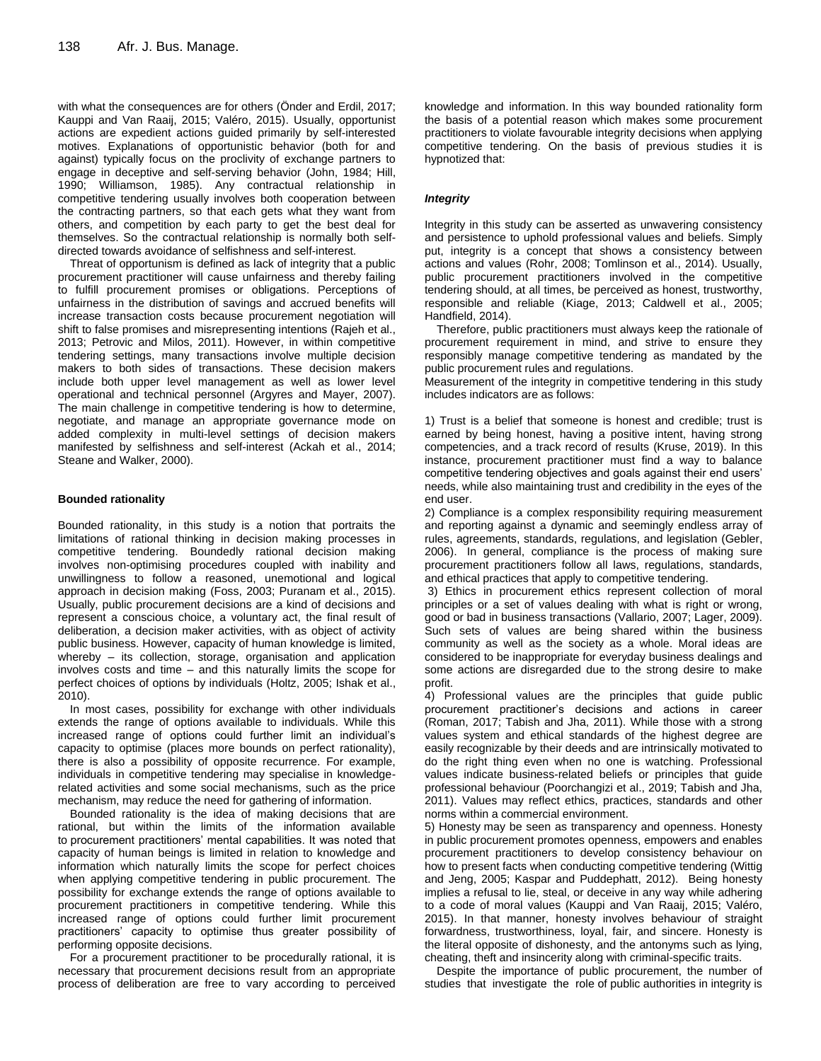with what the consequences are for others (Önder and Erdil, 2017; Kauppi and Van Raaij, 2015; Valéro, 2015). Usually, opportunist actions are expedient actions guided primarily by self-interested motives. Explanations of opportunistic behavior (both for and against) typically focus on the proclivity of exchange partners to engage in deceptive and self-serving behavior (John, 1984; Hill, 1990; Williamson, 1985). Any contractual relationship in competitive tendering usually involves both cooperation between the contracting partners, so that each gets what they want from others, and competition by each party to get the best deal for themselves. So the contractual relationship is normally both self-directed towards avoidance of selfishness and self-interest.

Threat of opportunism is defined as lack of integrity that a public procurement practitioner will cause unfairness and thereby failing to fulfill procurement promises or obligations. Perceptions of unfairness in the distribution of savings and accrued benefits will increase transaction costs because procurement negotiation will shift to false promises and misrepresenting intentions (Rajeh et al., 2013; Petrovic and Milos, 2011). However, in within competitive tendering settings, many transactions involve multiple decision makers to both sides of transactions. These decision makers include both upper level management as well as lower level operational and technical personnel (Argyres and Mayer, 2007). The main challenge in competitive tendering is how to determine, negotiate, and manage an appropriate governance mode on added complexity in multi-level settings of decision makers manifested by selfishness and self-interest (Ackah et al., 2014; Steane and Walker, 2000).

**Bounded rationality**

Bounded rationality, in this study is a notion that portraits the limitations of rational thinking in decision making processes in competitive tendering. Boundedly rational decision making involves non-optimising procedures coupled with inability and unwillingness to follow a reasoned, unemotional and logical approach in decision making (Foss, 2003; Puranam et al., 2015). Usually, public procurement decisions are a kind of decisions and represent a conscious choice, a voluntary act, the final result of deliberation, a decision maker activities, with as object of activity public business. However, capacity of human knowledge is limited, whereby – its collection, storage, organisation and application involves costs and time – and this naturally limits the scope for perfect choices of options by individuals (Holtz, 2005; Ishak et al., 2010).

In most cases, possibility for exchange with other individuals extends the range of options available to individuals. While this increased range of options could further limit an individual's capacity to optimise (places more bounds on perfect rationality), there is also a possibility of opposite recurrence. For example, individuals in competitive tendering may specialise in knowledge-related activities and some social mechanisms, such as the price mechanism, may reduce the need for gathering of information.

Bounded rationality is the idea of making decisions that are rational, but within the limits of the information available to procurement practitioners' mental capabilities. It was noted that capacity of human beings is limited in relation to knowledge and information which naturally limits the scope for perfect choices when applying competitive tendering in public procurement. The possibility for exchange extends the range of options available to procurement practitioners in competitive tendering. While this increased range of options could further limit procurement practitioners' capacity to optimise thus greater possibility of performing opposite decisions.

For a procurement practitioner to be procedurally rational, it is necessary that procurement decisions result from an appropriate process of deliberation are free to vary according to perceived knowledge and information. In this way bounded rationality form the basis of a potential reason which makes some procurement practitioners to violate favourable integrity decisions when applying competitive tendering. On the basis of previous studies it is hypnotized that:

***Integrity***

Integrity in this study can be asserted as unwavering consistency and persistence to uphold professional values and beliefs. Simply put, integrity is a concept that shows a consistency between actions and values (Rohr, 2008; Tomlinson et al., 2014). Usually, public procurement practitioners involved in the competitive tendering should, at all times, be perceived as honest, trustworthy, responsible and reliable (Kiage, 2013; Caldwell et al., 2005; Handfield, 2014).

Therefore, public practitioners must always keep the rationale of procurement requirement in mind, and strive to ensure they responsibly manage competitive tendering as mandated by the public procurement rules and regulations.

Measurement of the integrity in competitive tendering in this study includes indicators are as follows:

1) Trust is a belief that someone is honest and credible; trust is earned by being honest, having a positive intent, having strong competencies, and a track record of results (Kruse, 2019). In this instance, procurement practitioner must find a way to balance competitive tendering objectives and goals against their end users' needs, while also maintaining trust and credibility in the eyes of the end user.

2) Compliance is a complex responsibility requiring measurement and reporting against a dynamic and seemingly endless array of rules, agreements, standards, regulations, and legislation (Gebler, 2006). In general, compliance is the process of making sure procurement practitioners follow all laws, regulations, standards, and ethical practices that apply to competitive tendering.

3) Ethics in procurement ethics represent collection of moral principles or a set of values dealing with what is right or wrong, good or bad in business transactions (Vallario, 2007; Lager, 2009). Such sets of values are being shared within the business community as well as the society as a whole. Moral ideas are considered to be inappropriate for everyday business dealings and some actions are disregarded due to the strong desire to make profit.

4) Professional values are the principles that guide public procurement practitioner's decisions and actions in career (Roman, 2017; Tabish and Jha, 2011). While those with a strong values system and ethical standards of the highest degree are easily recognizable by their deeds and are intrinsically motivated to do the right thing even when no one is watching. Professional values indicate business-related beliefs or principles that guide professional behaviour (Poorchangizi et al., 2019; Tabish and Jha, 2011). Values may reflect ethics, practices, standards and other norms within a commercial environment.

5) Honesty may be seen as transparency and openness. Honesty in public procurement promotes openness, empowers and enables procurement practitioners to develop consistency behaviour on how to present facts when conducting competitive tendering (Wittig and Jeng, 2005; Kaspar and Puddephatt, 2012). Being honesty implies a refusal to lie, steal, or deceive in any way while adhering to a code of moral values (Kauppi and Van Raaij, 2015; Valéro, 2015). In that manner, honesty involves behaviour of straight forwardness, trustworthiness, loyal, fair, and sincere. Honesty is the literal opposite of dishonesty, and the antonyms such as lying, cheating, theft and insincerity along with criminal-specific traits.

Despite the importance of public procurement, the number of studies that investigate the role of public authorities in integrity is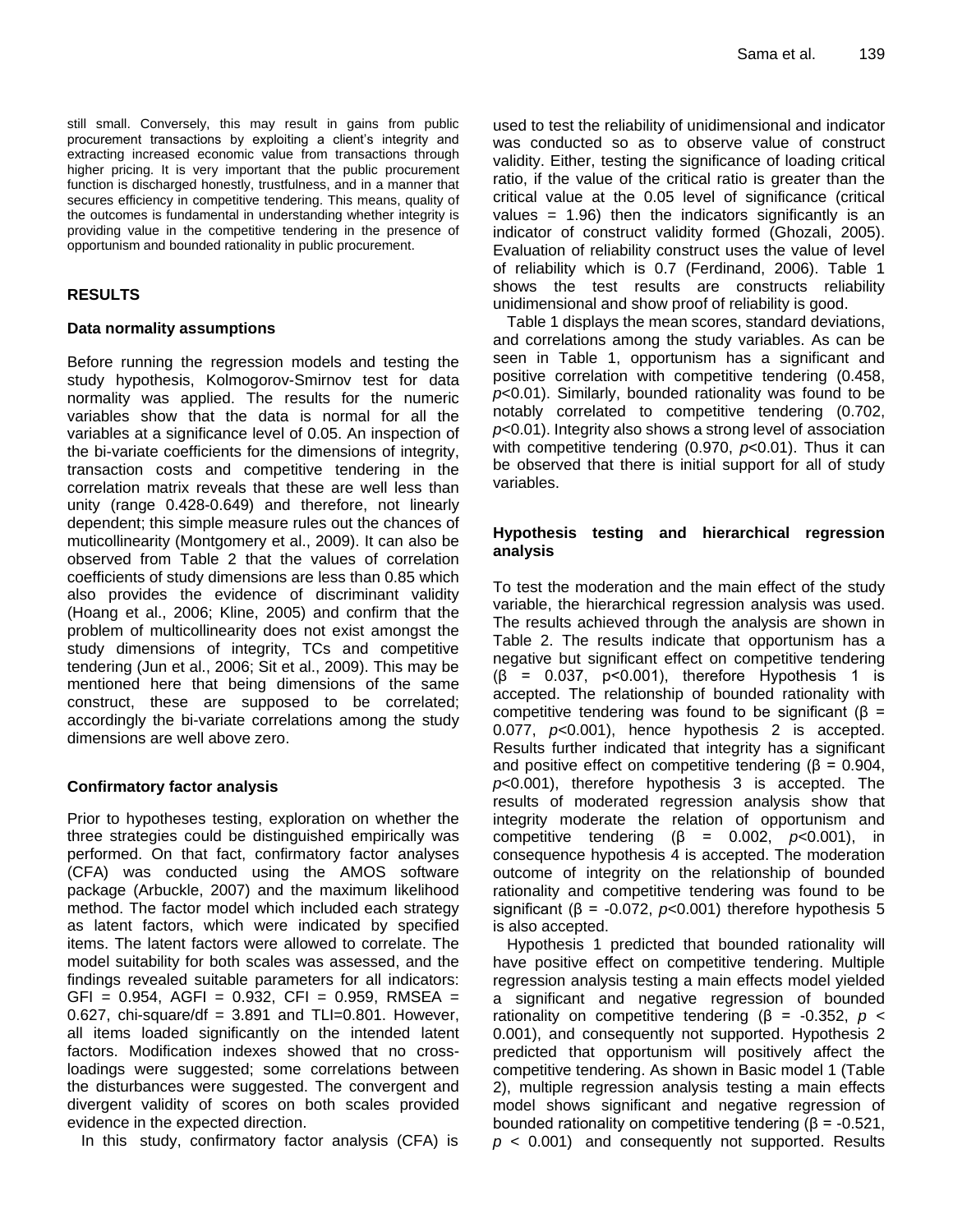still small. Conversely, this may result in gains from public procurement transactions by exploiting a client's integrity and extracting increased economic value from transactions through higher pricing. It is very important that the public procurement function is discharged honestly, trustfulness, and in a manner that secures efficiency in competitive tendering. This means, quality of the outcomes is fundamental in understanding whether integrity is providing value in the competitive tendering in the presence of opportunism and bounded rationality in public procurement.

## RESULTS

### Data normality assumptions

Before running the regression models and testing the study hypothesis, Kolmogorov-Smirnov test for data normality was applied. The results for the numeric variables show that the data is normal for all the variables at a significance level of 0.05. An inspection of the bi-variate coefficients for the dimensions of integrity, transaction costs and competitive tendering in the correlation matrix reveals that these are well less than unity (range 0.428-0.649) and therefore, not linearly dependent; this simple measure rules out the chances of muticollinearity (Montgomery et al., 2009). It can also be observed from Table 2 that the values of correlation coefficients of study dimensions are less than 0.85 which also provides the evidence of discriminant validity (Hoang et al., 2006; Kline, 2005) and confirm that the problem of multicollinearity does not exist amongst the study dimensions of integrity, TCs and competitive tendering (Jun et al., 2006; Sit et al., 2009). This may be mentioned here that being dimensions of the same construct, these are supposed to be correlated; accordingly the bi-variate correlations among the study dimensions are well above zero.

### Confirmatory factor analysis

Prior to hypotheses testing, exploration on whether the three strategies could be distinguished empirically was performed. On that fact, confirmatory factor analyses (CFA) was conducted using the AMOS software package (Arbuckle, 2007) and the maximum likelihood method. The factor model which included each strategy as latent factors, which were indicated by specified items. The latent factors were allowed to correlate. The model suitability for both scales was assessed, and the findings revealed suitable parameters for all indicators: GFI = 0.954, AGFI = 0.932, CFI = 0.959, RMSEA = 0.627, chi-square/df = 3.891 and TLI=0.801. However, all items loaded significantly on the intended latent factors. Modification indexes showed that no cross-loadings were suggested; some correlations between the disturbances were suggested. The convergent and divergent validity of scores on both scales provided evidence in the expected direction.

In this study, confirmatory factor analysis (CFA) is used to test the reliability of unidimensional and indicator was conducted so as to observe value of construct validity. Either, testing the significance of loading critical ratio, if the value of the critical ratio is greater than the critical value at the 0.05 level of significance (critical values = 1.96) then the indicators significantly is an indicator of construct validity formed (Ghozali, 2005). Evaluation of reliability construct uses the value of level of reliability which is 0.7 (Ferdinand, 2006). Table 1 shows the test results are constructs reliability unidimensional and show proof of reliability is good.

Table 1 displays the mean scores, standard deviations, and correlations among the study variables. As can be seen in Table 1, opportunism has a significant and positive correlation with competitive tendering (0.458, $p$<0.01). Similarly, bounded rationality was found to be notably correlated to competitive tendering (0.702, $p$<0.01). Integrity also shows a strong level of association with competitive tendering (0.970, $p$<0.01). Thus it can be observed that there is initial support for all of study variables.

### Hypothesis testing and hierarchical regression analysis

To test the moderation and the main effect of the study variable, the hierarchical regression analysis was used. The results achieved through the analysis are shown in Table 2. The results indicate that opportunism has a negative but significant effect on competitive tendering (β = 0.037, p<0.001), therefore Hypothesis 1 is accepted. The relationship of bounded rationality with competitive tendering was found to be significant (β = 0.077, $p$<0.001), hence hypothesis 2 is accepted. Results further indicated that integrity has a significant and positive effect on competitive tendering (β = 0.904, $p$<0.001), therefore hypothesis 3 is accepted. The results of moderated regression analysis show that integrity moderate the relation of opportunism and competitive tendering (β = 0.002, $p$<0.001), in consequence hypothesis 4 is accepted. The moderation outcome of integrity on the relationship of bounded rationality and competitive tendering was found to be significant (β = -0.072, $p$<0.001) therefore hypothesis 5 is also accepted.

Hypothesis 1 predicted that bounded rationality will have positive effect on competitive tendering. Multiple regression analysis testing a main effects model yielded a significant and negative regression of bounded rationality on competitive tendering (β = -0.352, $p$ < 0.001), and consequently not supported. Hypothesis 2 predicted that opportunism will positively affect the competitive tendering. As shown in Basic model 1 (Table 2), multiple regression analysis testing a main effects model shows significant and negative regression of bounded rationality on competitive tendering (β = -0.521, $p$ < 0.001) and consequently not supported. Results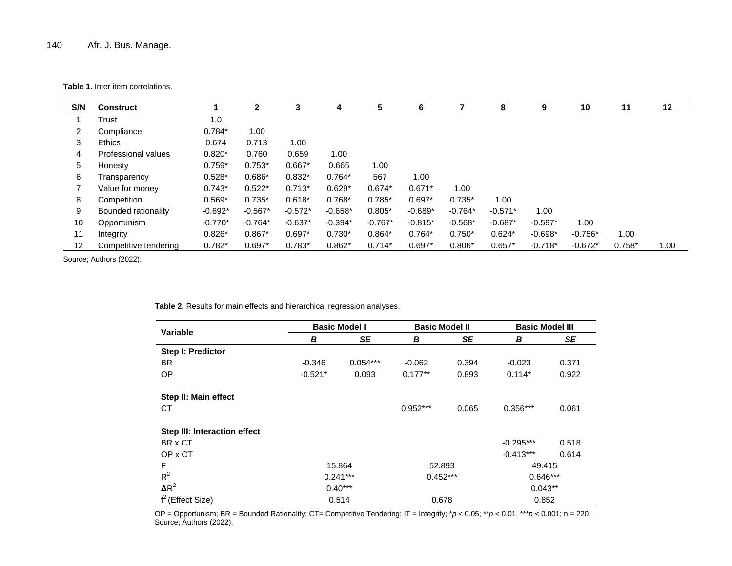**Table 1.** Inter item correlations.

| S/N | Construct | 1 | 2 | 3 | 4 | 5 | 6 | 7 | 8 | 9 | 10 | 11 | 12 |
|---|---|---|---|---|---|---|---|---|---|---|---|---|---|
| 1 | Trust | 1.0 | | | | | | | | | | | |
| 2 | Compliance | 0.784* | 1.00 | | | | | | | | | | |
| 3 | Ethics | 0.674 | 0.713 | 1.00 | | | | | | | | | |
| 4 | Professional values | 0.820* | 0.760 | 0.659 | 1.00 | | | | | | | | |
| 5 | Honesty | 0.759* | 0.753* | 0.667* | 0.665 | 1.00 | | | | | | | |
| 6 | Transparency | 0.528* | 0.686* | 0.832* | 0.764* | 567 | 1.00 | | | | | | |
| 7 | Value for money | 0.743* | 0.522* | 0.713* | 0.629* | 0.674* | 0.671* | 1.00 | | | | | |
| 8 | Competition | 0.569* | 0.735* | 0.618* | 0.768* | 0.785* | 0.697* | 0.735* | 1.00 | | | | |
| 9 | Bounded rationality | -0.692* | -0.567* | -0.572* | -0.658* | 0.805* | -0.689* | -0.764* | -0.571* | 1.00 | | | |
| 10 | Opportunism | -0.770* | -0.764* | -0.637* | -0.394* | -0.767* | -0.815* | -0.568* | -0.687* | -0.597* | 1.00 | | |
| 11 | Integrity | 0.826* | 0.867* | 0.697* | 0.730* | 0.864* | 0.764* | 0.750* | 0.624* | -0.698* | -0.756* | 1.00 | |
| 12 | Competitive tendering | 0.782* | 0.697* | 0.783* | 0.862* | 0.714* | 0.697* | 0.806* | 0.657* | -0.718* | -0.672* | 0.758* | 1.00 |

Source; Authors (2022).

**Table 2.** Results for main effects and hierarchical regression analyses.

| Variable | Basic Model I | | Basic Model II | | Basic Model III | |
|---|---|---|---|---|---|---|
| | ***B*** | ***SE*** | ***B*** | ***SE*** | ***B*** | ***SE*** |
| **Step I: Predictor** | | | | | | |
| BR | -0.346 | 0.054*** | -0.062 | 0.394 | -0.023 | 0.371 |
| OP | -0.521* | 0.093 | 0.177** | 0.893 | 0.114* | 0.922 |
| **Step II: Main effect** | | | | | | |
| CT | | | 0.952*** | 0.065 | 0.356*** | 0.061 |
| **Step III: Interaction effect** | | | | | | |
| BR x CT | | | | | -0.295*** | 0.518 |
| OP x CT | | | | | -0.413*** | 0.614 |
| F | 15.864 | | 52.893 | | 49.415 | |
| $R^2$ | 0.241*** | | 0.452*** | | 0.646*** | |
| $\Delta R^2$ | 0.40*** | | | | 0.043** | |
| $f^2$ (Effect Size) | 0.514 | | 0.678 | | 0.852 | |

OP = Opportunism; BR = Bounded Rationality; CT= Competitive Tendering; IT = Integrity; *$p < 0.05$; **$p < 0.01$. ***$p < 0.001$; n = 220.
Source; Authors (2022).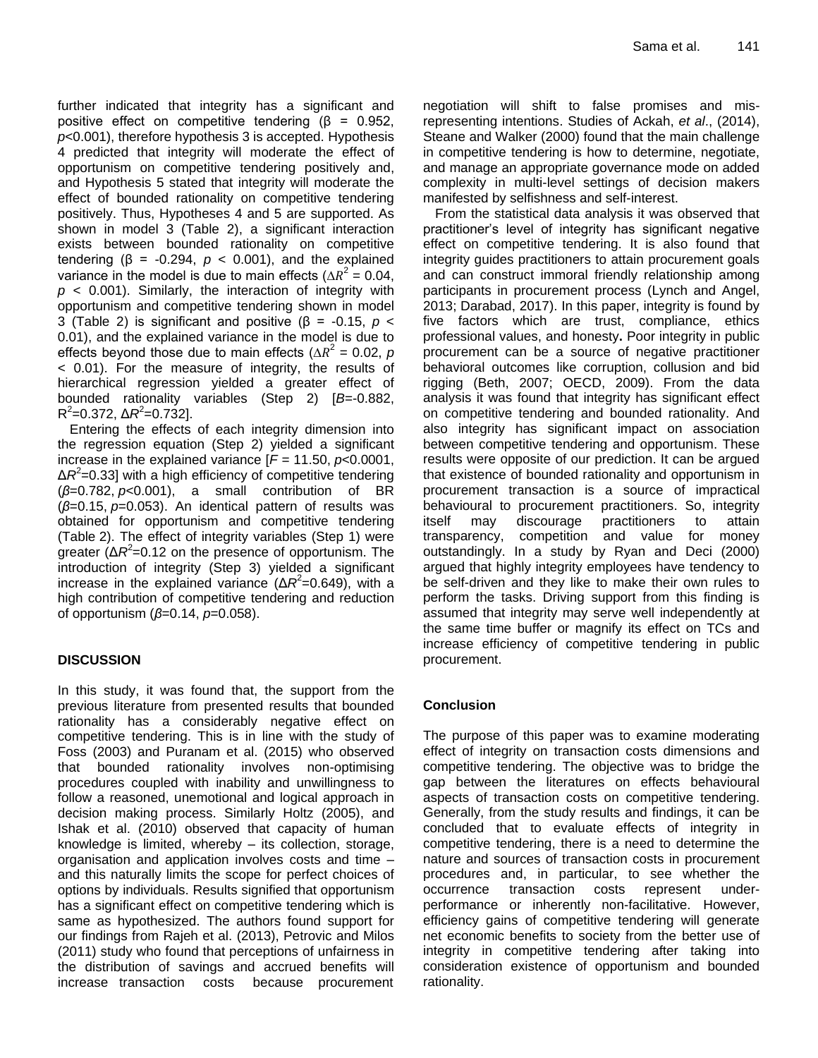further indicated that integrity has a significant and positive effect on competitive tendering (β = 0.952, $p$<0.001), therefore hypothesis 3 is accepted. Hypothesis 4 predicted that integrity will moderate the effect of opportunism on competitive tendering positively and, and Hypothesis 5 stated that integrity will moderate the effect of bounded rationality on competitive tendering positively. Thus, Hypotheses 4 and 5 are supported. As shown in model 3 (Table 2), a significant interaction exists between bounded rationality on competitive tendering (β = -0.294, $p$ < 0.001), and the explained variance in the model is due to main effects ($\Delta R^2$ = 0.04, $p$ < 0.001). Similarly, the interaction of integrity with opportunism and competitive tendering shown in model 3 (Table 2) is significant and positive (β = -0.15, $p$ < 0.01), and the explained variance in the model is due to effects beyond those due to main effects ($\Delta R^2$ = 0.02, $p$ < 0.01). For the measure of integrity, the results of hierarchical regression yielded a greater effect of bounded rationality variables (Step 2) [$B$=-0.882, $R^2$=0.372, $\Delta R^2$=0.732].

Entering the effects of each integrity dimension into the regression equation (Step 2) yielded a significant increase in the explained variance [$F$ = 11.50, $p$<0.0001, $\Delta R^2$=0.33] with a high efficiency of competitive tendering ($\beta$=0.782, $p$<0.001), a small contribution of BR ($\beta$=0.15, $p$=0.053). An identical pattern of results was obtained for opportunism and competitive tendering (Table 2). The effect of integrity variables (Step 1) were greater ($\Delta R^2$=0.12 on the presence of opportunism. The introduction of integrity (Step 3) yielded a significant increase in the explained variance ($\Delta R^2$=0.649), with a high contribution of competitive tendering and reduction of opportunism ($\beta$=0.14, $p$=0.058).

## DISCUSSION

In this study, it was found that, the support from the previous literature from presented results that bounded rationality has a considerably negative effect on competitive tendering. This is in line with the study of Foss (2003) and Puranam et al. (2015) who observed that bounded rationality involves non-optimising procedures coupled with inability and unwillingness to follow a reasoned, unemotional and logical approach in decision making process. Similarly Holtz (2005), and Ishak et al. (2010) observed that capacity of human knowledge is limited, whereby – its collection, storage, organisation and application involves costs and time – and this naturally limits the scope for perfect choices of options by individuals. Results signified that opportunism has a significant effect on competitive tendering which is same as hypothesized. The authors found support for our findings from Rajeh et al. (2013), Petrovic and Milos (2011) study who found that perceptions of unfairness in the distribution of savings and accrued benefits will increase transaction costs because procurement negotiation will shift to false promises and misrepresenting intentions. Studies of Ackah, *et al*., (2014), Steane and Walker (2000) found that the main challenge in competitive tendering is how to determine, negotiate, and manage an appropriate governance mode on added complexity in multi-level settings of decision makers manifested by selfishness and self-interest.

From the statistical data analysis it was observed that practitioner's level of integrity has significant negative effect on competitive tendering. It is also found that integrity guides practitioners to attain procurement goals and can construct immoral friendly relationship among participants in procurement process (Lynch and Angel, 2013; Darabad, 2017). In this paper, integrity is found by five factors which are trust, compliance, ethics professional values, and honesty**.** Poor integrity in public procurement can be a source of negative practitioner behavioral outcomes like corruption, collusion and bid rigging (Beth, 2007; OECD, 2009). From the data analysis it was found that integrity has significant effect on competitive tendering and bounded rationality. And also integrity has significant impact on association between competitive tendering and opportunism. These results were opposite of our prediction. It can be argued that existence of bounded rationality and opportunism in procurement transaction is a source of impractical behavioural to procurement practitioners. So, integrity itself may discourage practitioners to attain transparency, competition and value for money outstandingly. In a study by Ryan and Deci (2000) argued that highly integrity employees have tendency to be self-driven and they like to make their own rules to perform the tasks. Driving support from this finding is assumed that integrity may serve well independently at the same time buffer or magnify its effect on TCs and increase efficiency of competitive tendering in public procurement.

### Conclusion

The purpose of this paper was to examine moderating effect of integrity on transaction costs dimensions and competitive tendering. The objective was to bridge the gap between the literatures on effects behavioural aspects of transaction costs on competitive tendering. Generally, from the study results and findings, it can be concluded that to evaluate effects of integrity in competitive tendering, there is a need to determine the nature and sources of transaction costs in procurement procedures and, in particular, to see whether the occurrence transaction costs represent under-performance or inherently non-facilitative. However, efficiency gains of competitive tendering will generate net economic benefits to society from the better use of integrity in competitive tendering after taking into consideration existence of opportunism and bounded rationality.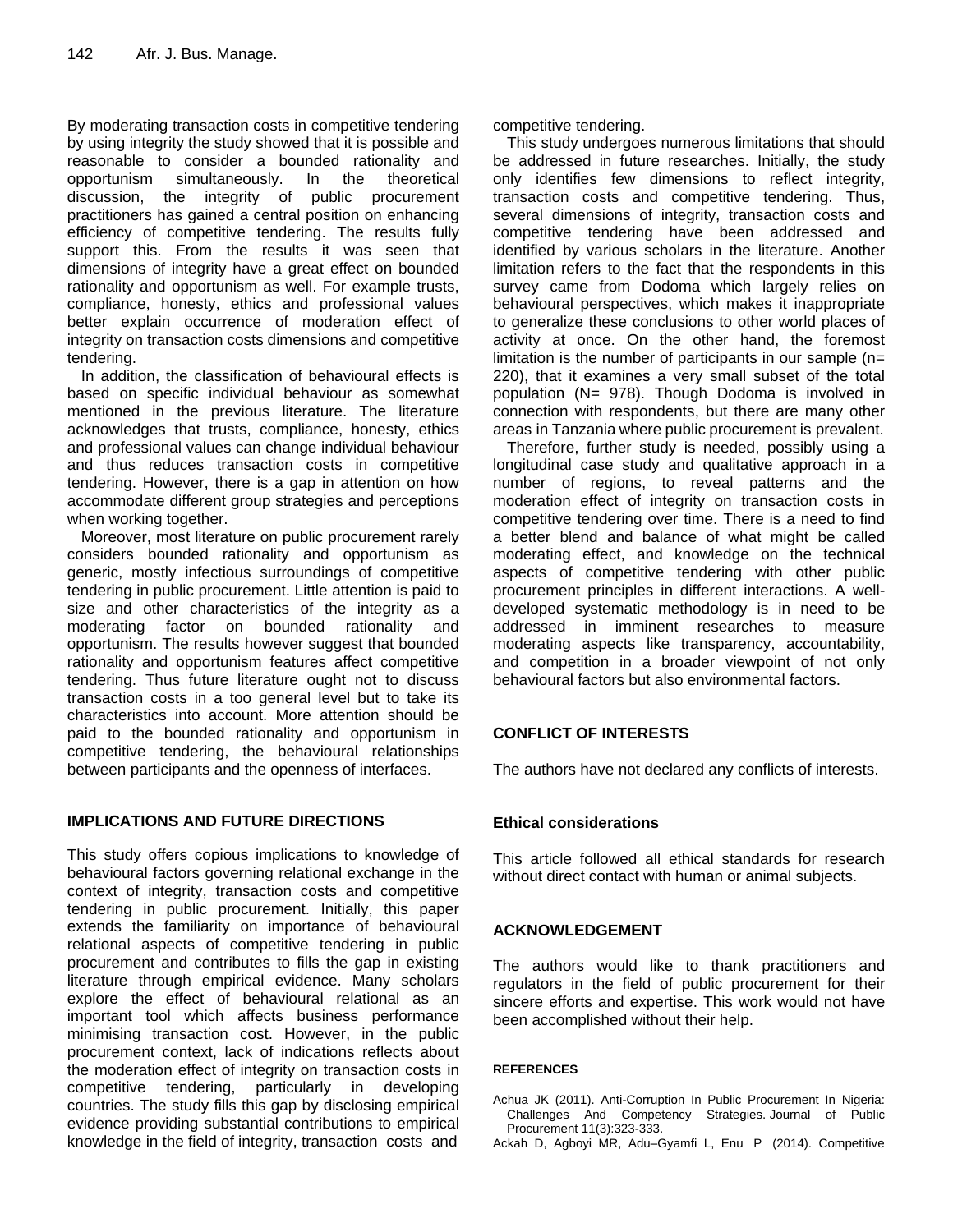By moderating transaction costs in competitive tendering by using integrity the study showed that it is possible and reasonable to consider a bounded rationality and opportunism simultaneously. In the theoretical discussion, the integrity of public procurement practitioners has gained a central position on enhancing efficiency of competitive tendering. The results fully support this. From the results it was seen that dimensions of integrity have a great effect on bounded rationality and opportunism as well. For example trusts, compliance, honesty, ethics and professional values better explain occurrence of moderation effect of integrity on transaction costs dimensions and competitive tendering.

In addition, the classification of behavioural effects is based on specific individual behaviour as somewhat mentioned in the previous literature. The literature acknowledges that trusts, compliance, honesty, ethics and professional values can change individual behaviour and thus reduces transaction costs in competitive tendering. However, there is a gap in attention on how accommodate different group strategies and perceptions when working together.

Moreover, most literature on public procurement rarely considers bounded rationality and opportunism as generic, mostly infectious surroundings of competitive tendering in public procurement. Little attention is paid to size and other characteristics of the integrity as a moderating factor on bounded rationality and opportunism. The results however suggest that bounded rationality and opportunism features affect competitive tendering. Thus future literature ought not to discuss transaction costs in a too general level but to take its characteristics into account. More attention should be paid to the bounded rationality and opportunism in competitive tendering, the behavioural relationships between participants and the openness of interfaces.

## IMPLICATIONS AND FUTURE DIRECTIONS

This study offers copious implications to knowledge of behavioural factors governing relational exchange in the context of integrity, transaction costs and competitive tendering in public procurement. Initially, this paper extends the familiarity on importance of behavioural relational aspects of competitive tendering in public procurement and contributes to fills the gap in existing literature through empirical evidence. Many scholars explore the effect of behavioural relational as an important tool which affects business performance minimising transaction cost. However, in the public procurement context, lack of indications reflects about the moderation effect of integrity on transaction costs in competitive tendering, particularly in developing countries. The study fills this gap by disclosing empirical evidence providing substantial contributions to empirical knowledge in the field of integrity, transaction costs and competitive tendering.

This study undergoes numerous limitations that should be addressed in future researches. Initially, the study only identifies few dimensions to reflect integrity, transaction costs and competitive tendering. Thus, several dimensions of integrity, transaction costs and competitive tendering have been addressed and identified by various scholars in the literature. Another limitation refers to the fact that the respondents in this survey came from Dodoma which largely relies on behavioural perspectives, which makes it inappropriate to generalize these conclusions to other world places of activity at once. On the other hand, the foremost limitation is the number of participants in our sample (n= 220), that it examines a very small subset of the total population (N= 978). Though Dodoma is involved in connection with respondents, but there are many other areas in Tanzania where public procurement is prevalent.

Therefore, further study is needed, possibly using a longitudinal case study and qualitative approach in a number of regions, to reveal patterns and the moderation effect of integrity on transaction costs in competitive tendering over time. There is a need to find a better blend and balance of what might be called moderating effect, and knowledge on the technical aspects of competitive tendering with other public procurement principles in different interactions. A well-developed systematic methodology is in need to be addressed in imminent researches to measure moderating aspects like transparency, accountability, and competition in a broader viewpoint of not only behavioural factors but also environmental factors.

## CONFLICT OF INTERESTS

The authors have not declared any conflicts of interests.

### Ethical considerations

This article followed all ethical standards for research without direct contact with human or animal subjects.

## ACKNOWLEDGEMENT

The authors would like to thank practitioners and regulators in the field of public procurement for their sincere efforts and expertise. This work would not have been accomplished without their help.

## REFERENCES

Achua JK (2011). Anti-Corruption In Public Procurement In Nigeria: Challenges And Competency Strategies. Journal of Public Procurement 11(3):323-333.

Ackah D, Agboyi MR, Adu–Gyamfi L, Enu P (2014). Competitive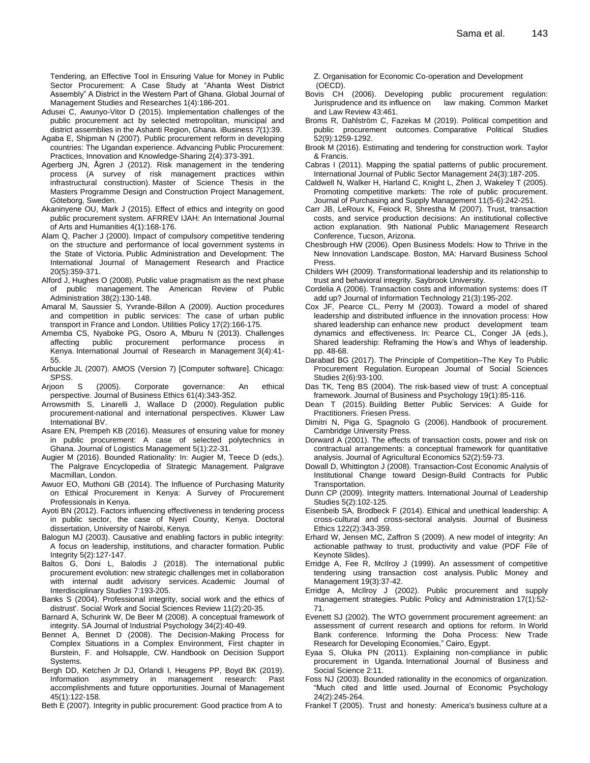Tendering, an Effective Tool in Ensuring Value for Money in Public Sector Procurement: A Case Study at "Ahanta West District Assembly" A District in the Western Part of Ghana. Global Journal of Management Studies and Researches 1(4):186-201.

Adusei C, Awunyo-Vitor D (2015). Implementation challenges of the public procurement act by selected metropolitan, municipal and district assemblies in the Ashanti Region, Ghana. iBusiness 7(1):39.

Agaba E, Shipman N (2007). Public procurement reform in developing countries: The Ugandan experience. Advancing Public Procurement: Practices, Innovation and Knowledge-Sharing 2(4):373-391.

Agerberg JN, Ågren J (2012). Risk management in the tendering process (A survey of risk management practices within infrastructural construction). Master of Science Thesis in the Masters Programme Design and Construction Project Management, Göteborg, Sweden.

Akaninyene OU, Mark J (2015). Effect of ethics and integrity on good public procurement system. AFRREV IJAH: An International Journal of Arts and Humanities 4(1):168-176.

Alam Q, Pacher J (2000). Impact of compulsory competitive tendering on the structure and performance of local government systems in the State of Victoria. Public Administration and Development: The International Journal of Management Research and Practice 20(5):359-371.

Alford J, Hughes O (2008). Public value pragmatism as the next phase of public management. The American Review of Public Administration 38(2):130-148.

Amaral M, Saussier S, Yvrande-Billon A (2009). Auction procedures and competition in public services: The case of urban public transport in France and London. Utilities Policy 17(2):166-175.

Amemba CS, Nyaboke PG, Osoro A, Mburu N (2013). Challenges affecting public procurement performance process in Kenya. International Journal of Research in Management 3(4):41-55.

Arbuckle JL (2007). AMOS (Version 7) [Computer software]. Chicago: SPSS.

Arjoon S (2005). Corporate governance: An ethical perspective. Journal of Business Ethics 61(4):343-352.

Arrowsmith S, Linarelli J, Wallace D (2000). Regulation public procurement-national and international perspectives. Kluwer Law International BV.

Asare EN, Prempeh KB (2016). Measures of ensuring value for money in public procurement: A case of selected polytechnics in Ghana. Journal of Logistics Management 5(1):22-31.

Augier M (2016). Bounded Rationality: In: Augier M, Teece D (eds,). The Palgrave Encyclopedia of Strategic Management. Palgrave Macmillan, London.

Awuor EO, Muthoni GB (2014). The Influence of Purchasing Maturity on Ethical Procurement in Kenya: A Survey of Procurement Professionals in Kenya.

Ayoti BN (2012). Factors influencing effectiveness in tendering process in public sector, the case of Nyeri County, Kenya. Doctoral dissertation, University of Nairobi, Kenya.

Balogun MJ (2003). Causative and enabling factors in public integrity: A focus on leadership, institutions, and character formation. Public Integrity 5(2):127-147.

Baltos G, Doni L, Balodis J (2018). The international public procurement evolution: new strategic challenges met in collaboration with internal audit advisory services. Academic Journal of Interdisciplinary Studies 7:193-205.

Banks S (2004). Professional integrity, social work and the ethics of distrust'. Social Work and Social Sciences Review 11(2):20-35.

Barnard A, Schurink W, De Beer M (2008). A conceptual framework of integrity. SA Journal of Industrial Psychology 34(2):40-49.

Bennet A, Bennet D (2008). The Decision-Making Process for Complex Situations in a Complex Environment, First chapter in Burstein, F. and Holsapple, CW. Handbook on Decision Support Systems.

Bergh DD, Ketchen Jr DJ, Orlandi I, Heugens PP, Boyd BK (2019). Information asymmetry in management research: Past accomplishments and future opportunities. Journal of Management 45(1):122-158.

Beth E (2007). Integrity in public procurement: Good practice from A to Z. Organisation for Economic Co-operation and Development (OECD).

Bovis CH (2006). Developing public procurement regulation: Jurisprudence and its influence on law making. Common Market and Law Review 43:461.

Broms R, Dahlström C, Fazekas M (2019). Political competition and public procurement outcomes. Comparative Political Studies 52(9):1259-1292.

Brook M (2016). Estimating and tendering for construction work. Taylor & Francis.

Cabras I (2011). Mapping the spatial patterns of public procurement. International Journal of Public Sector Management 24(3):187-205.

Caldwell N, Walker H, Harland C, Knight L, Zhen J, Wakeley T (2005). Promoting competitive markets: The role of public procurement. Journal of Purchasing and Supply Management 11(5-6):242-251.

Carr JB, LeRoux K, Feiock R, Shrestha M (2007). Trust, transaction costs, and service production decisions: An institutional collective action explanation. 9th National Public Management Research Conference, Tucson, Arizona.

Chesbrough HW (2006). Open Business Models: How to Thrive in the New Innovation Landscape. Boston, MA: Harvard Business School Press.

Childers WH (2009). Transformational leadership and its relationship to trust and behavioral integrity. Saybrook University.

Cordelia A (2006). Transaction costs and information systems: does IT add up? Journal of Information Technology 21(3):195-202.

Cox JF, Pearce CL, Perry M (2003). Toward a model of shared leadership and distributed influence in the innovation process: How shared leadership can enhance new product development team dynamics and effectiveness. In: Pearce CL, Conger JA (eds.), Shared leadership: Reframing the How's and Whys of leadership. pp. 48-68.

Darabad BG (2017). The Principle of Competition–The Key To Public Procurement Regulation. European Journal of Social Sciences Studies 2(6):93-100.

Das TK, Teng BS (2004). The risk-based view of trust: A conceptual framework. Journal of Business and Psychology 19(1):85-116.

Dean T (2015). Building Better Public Services: A Guide for Practitioners. Friesen Press.

Dimitri N, Piga G, Spagnolo G (2006). Handbook of procurement. Cambridge University Press.

Dorward A (2001). The effects of transaction costs, power and risk on contractual arrangements: a conceptual framework for quantitative analysis. Journal of Agricultural Economics 52(2):59-73.

Dowall D, Whittington J (2008). Transaction-Cost Economic Analysis of Institutional Change toward Design-Build Contracts for Public Transportation.

Dunn CP (2009). Integrity matters. International Journal of Leadership Studies 5(2):102-125.

Eisenbeib SA, Brodbeck F (2014). Ethical and unethical leadership: A cross-cultural and cross-sectoral analysis. Journal of Business Ethics 122(2):343-359.

Erhard W, Jensen MC, Zaffron S (2009). A new model of integrity: An actionable pathway to trust, productivity and value (PDF File of Keynote Slides).

Erridge A, Fee R, McIlroy J (1999). An assessment of competitive tendering using transaction cost analysis. Public Money and Management 19(3):37-42.

Erridge A, McIlroy J (2002). Public procurement and supply management strategies. Public Policy and Administration 17(1):52-71.

Evenett SJ (2002). The WTO government procurement agreement: an assessment of current research and options for reform. In World Bank conference. Informing the Doha Process: New Trade Research for Developing Economies," Cairo, Egypt.

Eyaa S, Oluka PN (2011). Explaining non-compliance in public procurement in Uganda. International Journal of Business and Social Science 2:11.

Foss NJ (2003). Bounded rationality in the economics of organization. "Much cited and little used. Journal of Economic Psychology 24(2):245-264.

Frankel T (2005). Trust and honesty: America's business culture at a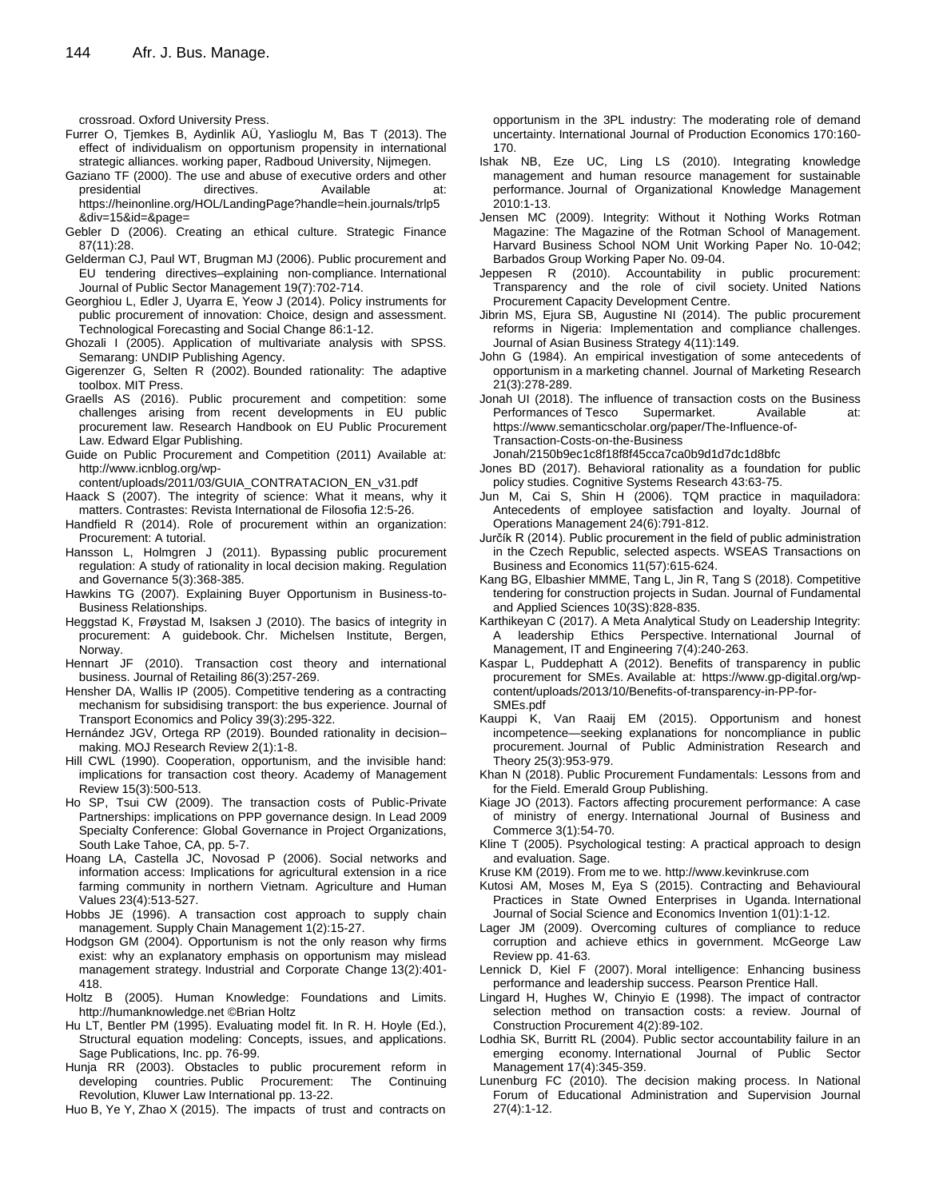crossroad. Oxford University Press.

Furrer O, Tjemkes B, Aydinlik AÜ, Yaslioglu M, Bas T (2013). The effect of individualism on opportunism propensity in international strategic alliances. working paper, Radboud University, Nijmegen.

Gaziano TF (2000). The use and abuse of executive orders and other presidential directives. Available at: https://heinonline.org/HOL/LandingPage?handle=hein.journals/trlp5&div=15&id=&page=

Gebler D (2006). Creating an ethical culture. Strategic Finance 87(11):28.

Gelderman CJ, Paul WT, Brugman MJ (2006). Public procurement and EU tendering directives–explaining non-compliance. International Journal of Public Sector Management 19(7):702-714.

Georghiou L, Edler J, Uyarra E, Yeow J (2014). Policy instruments for public procurement of innovation: Choice, design and assessment. Technological Forecasting and Social Change 86:1-12.

Ghozali I (2005). Application of multivariate analysis with SPSS. Semarang: UNDIP Publishing Agency.

Gigerenzer G, Selten R (2002). Bounded rationality: The adaptive toolbox. MIT Press.

Graells AS (2016). Public procurement and competition: some challenges arising from recent developments in EU public procurement law. Research Handbook on EU Public Procurement Law. Edward Elgar Publishing.

Guide on Public Procurement and Competition (2011) Available at: http://www.icnblog.org/wp-content/uploads/2011/03/GUIA_CONTRATACION_EN_v31.pdf

Haack S (2007). The integrity of science: What it means, why it matters. Contrastes: Revista International de Filosofia 12:5-26.

Handfield R (2014). Role of procurement within an organization: Procurement: A tutorial.

Hansson L, Holmgren J (2011). Bypassing public procurement regulation: A study of rationality in local decision making. Regulation and Governance 5(3):368-385.

Hawkins TG (2007). Explaining Buyer Opportunism in Business-to-Business Relationships.

Heggstad K, Frøystad M, Isaksen J (2010). The basics of integrity in procurement: A guidebook. Chr. Michelsen Institute, Bergen, Norway.

Hennart JF (2010). Transaction cost theory and international business. Journal of Retailing 86(3):257-269.

Hensher DA, Wallis IP (2005). Competitive tendering as a contracting mechanism for subsidising transport: the bus experience. Journal of Transport Economics and Policy 39(3):295-322.

Hernández JGV, Ortega RP (2019). Bounded rationality in decision–making. MOJ Research Review 2(1):1-8.

Hill CWL (1990). Cooperation, opportunism, and the invisible hand: implications for transaction cost theory. Academy of Management Review 15(3):500-513.

Ho SP, Tsui CW (2009). The transaction costs of Public-Private Partnerships: implications on PPP governance design. In Lead 2009 Specialty Conference: Global Governance in Project Organizations, South Lake Tahoe, CA, pp. 5-7.

Hoang LA, Castella JC, Novosad P (2006). Social networks and information access: Implications for agricultural extension in a rice farming community in northern Vietnam. Agriculture and Human Values 23(4):513-527.

Hobbs JE (1996). A transaction cost approach to supply chain management. Supply Chain Management 1(2):15-27.

Hodgson GM (2004). Opportunism is not the only reason why firms exist: why an explanatory emphasis on opportunism may mislead management strategy. Industrial and Corporate Change 13(2):401-418.

Holtz B (2005). Human Knowledge: Foundations and Limits. http://humanknowledge.net ©Brian Holtz

Hu LT, Bentler PM (1995). Evaluating model fit. In R. H. Hoyle (Ed.), Structural equation modeling: Concepts, issues, and applications. Sage Publications, Inc. pp. 76-99.

Hunja RR (2003). Obstacles to public procurement reform in developing countries. Public Procurement: The Continuing Revolution, Kluwer Law International pp. 13-22.

Huo B, Ye Y, Zhao X (2015). The impacts of trust and contracts on opportunism in the 3PL industry: The moderating role of demand uncertainty. International Journal of Production Economics 170:160-170.

Ishak NB, Eze UC, Ling LS (2010). Integrating knowledge management and human resource management for sustainable performance. Journal of Organizational Knowledge Management 2010:1-13.

Jensen MC (2009). Integrity: Without it Nothing Works Rotman Magazine: The Magazine of the Rotman School of Management. Harvard Business School NOM Unit Working Paper No. 10-042; Barbados Group Working Paper No. 09-04.

Jeppesen R (2010). Accountability in public procurement: Transparency and the role of civil society. United Nations Procurement Capacity Development Centre.

Jibrin MS, Ejura SB, Augustine NI (2014). The public procurement reforms in Nigeria: Implementation and compliance challenges. Journal of Asian Business Strategy 4(11):149.

John G (1984). An empirical investigation of some antecedents of opportunism in a marketing channel. Journal of Marketing Research 21(3):278-289.

Jonah UI (2018). The influence of transaction costs on the Business Performances of Tesco Supermarket. Available at: https://www.semanticscholar.org/paper/The-Influence-of-Transaction-Costs-on-the-Business Jonah/2150b9ec1c8f18f8f45cca7ca0b9d1d7dc1d8bfc

Jones BD (2017). Behavioral rationality as a foundation for public policy studies. Cognitive Systems Research 43:63-75.

Jun M, Cai S, Shin H (2006). TQM practice in maquiladora: Antecedents of employee satisfaction and loyalty. Journal of Operations Management 24(6):791-812.

Jurčík R (2014). Public procurement in the field of public administration in the Czech Republic, selected aspects. WSEAS Transactions on Business and Economics 11(57):615-624.

Kang BG, Elbashier MMME, Tang L, Jin R, Tang S (2018). Competitive tendering for construction projects in Sudan. Journal of Fundamental and Applied Sciences 10(3S):828-835.

Karthikeyan C (2017). A Meta Analytical Study on Leadership Integrity: A leadership Ethics Perspective. International Journal of Management, IT and Engineering 7(4):240-263.

Kaspar L, Puddephatt A (2012). Benefits of transparency in public procurement for SMEs. Available at: https://www.gp-digital.org/wp-content/uploads/2013/10/Benefits-of-transparency-in-PP-for-SMEs.pdf

Kauppi K, Van Raaij EM (2015). Opportunism and honest incompetence—seeking explanations for noncompliance in public procurement. Journal of Public Administration Research and Theory 25(3):953-979.

Khan N (2018). Public Procurement Fundamentals: Lessons from and for the Field. Emerald Group Publishing.

Kiage JO (2013). Factors affecting procurement performance: A case of ministry of energy. International Journal of Business and Commerce 3(1):54-70.

Kline T (2005). Psychological testing: A practical approach to design and evaluation. Sage.

Kruse KM (2019). From me to we. http://www.kevinkruse.com

Kutosi AM, Moses M, Eya S (2015). Contracting and Behavioural Practices in State Owned Enterprises in Uganda. International Journal of Social Science and Economics Invention 1(01):1-12.

Lager JM (2009). Overcoming cultures of compliance to reduce corruption and achieve ethics in government. McGeorge Law Review pp. 41-63.

Lennick D, Kiel F (2007). Moral intelligence: Enhancing business performance and leadership success. Pearson Prentice Hall.

Lingard H, Hughes W, Chinyio E (1998). The impact of contractor selection method on transaction costs: a review. Journal of Construction Procurement 4(2):89-102.

Lodhia SK, Burritt RL (2004). Public sector accountability failure in an emerging economy. International Journal of Public Sector Management 17(4):345-359.

Lunenburg FC (2010). The decision making process. In National Forum of Educational Administration and Supervision Journal 27(4):1-12.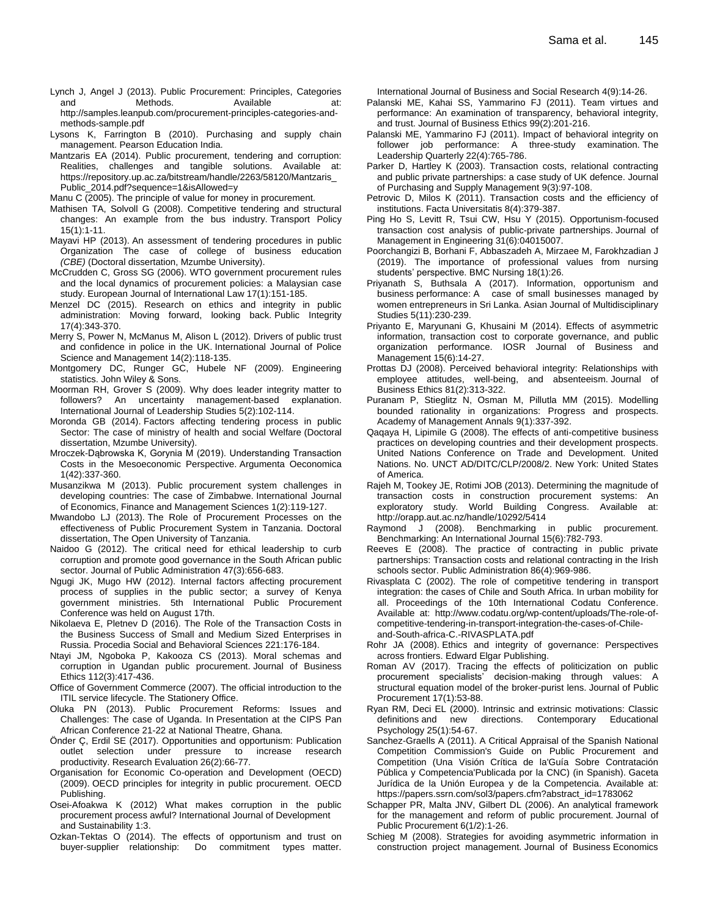Lynch J, Angel J (2013). Public Procurement: Principles, Categories and Methods. Available at: http://samples.leanpub.com/procurement-principles-categories-and-methods-sample.pdf

Lysons K, Farrington B (2010). Purchasing and supply chain management. Pearson Education India.

Mantzaris EA (2014). Public procurement, tendering and corruption: Realities, challenges and tangible solutions. Available at: https://repository.up.ac.za/bitstream/handle/2263/58120/Mantzaris_Public_2014.pdf?sequence=1&isAllowed=y

Manu C (2005). The principle of value for money in procurement.

Mathisen TA, Solvoll G (2008). Competitive tendering and structural changes: An example from the bus industry. Transport Policy 15(1):1-11.

Mayavi HP (2013). An assessment of tendering procedures in public Organization The case of college of business education *(CBE)* (Doctoral dissertation, Mzumbe University).

McCrudden C, Gross SG (2006). WTO government procurement rules and the local dynamics of procurement policies: a Malaysian case study. European Journal of International Law 17(1):151-185.

Menzel DC (2015). Research on ethics and integrity in public administration: Moving forward, looking back. Public Integrity 17(4):343-370.

Merry S, Power N, McManus M, Alison L (2012). Drivers of public trust and confidence in police in the UK. International Journal of Police Science and Management 14(2):118-135.

Montgomery DC, Runger GC, Hubele NF (2009). Engineering statistics. John Wiley & Sons.

Moorman RH, Grover S (2009). Why does leader integrity matter to followers? An uncertainty management-based explanation. International Journal of Leadership Studies 5(2):102-114.

Moronda GB (2014). Factors affecting tendering process in public Sector: The case of ministry of health and social Welfare (Doctoral dissertation, Mzumbe University).

Mroczek-Dąbrowska K, Gorynia M (2019). Understanding Transaction Costs in the Mesoeconomic Perspective. Argumenta Oeconomica 1(42):337-360.

Musanzikwa M (2013). Public procurement system challenges in developing countries: The case of Zimbabwe. International Journal of Economics, Finance and Management Sciences 1(2):119-127.

Mwandobo LJ (2013). The Role of Procurement Processes on the effectiveness of Public Procurement System in Tanzania. Doctoral dissertation, The Open University of Tanzania.

Naidoo G (2012). The critical need for ethical leadership to curb corruption and promote good governance in the South African public sector. Journal of Public Administration 47(3):656-683.

Ngugi JK, Mugo HW (2012). Internal factors affecting procurement process of supplies in the public sector; a survey of Kenya government ministries. 5th International Public Procurement Conference was held on August 17th.

Nikolaeva E, Pletnev D (2016). The Role of the Transaction Costs in the Business Success of Small and Medium Sized Enterprises in Russia. Procedia Social and Behavioral Sciences 221:176-184.

Ntayi JM, Ngoboka P, Kakooza CS (2013). Moral schemas and corruption in Ugandan public procurement. Journal of Business Ethics 112(3):417-436.

Office of Government Commerce (2007). The official introduction to the ITIL service lifecycle. The Stationery Office.

Oluka PN (2013). Public Procurement Reforms: Issues and Challenges: The case of Uganda. In Presentation at the CIPS Pan African Conference 21-22 at National Theatre, Ghana.

Önder Ç, Erdil SE (2017). Opportunities and opportunism: Publication outlet selection under pressure to increase research productivity. Research Evaluation 26(2):66-77.

Organisation for Economic Co-operation and Development (OECD) (2009). OECD principles for integrity in public procurement. OECD Publishing.

Osei-Afoakwa K (2012) What makes corruption in the public procurement process awful? International Journal of Development and Sustainability 1:3.

Ozkan-Tektas O (2014). The effects of opportunism and trust on buyer-supplier relationship: Do commitment types matter. International Journal of Business and Social Research 4(9):14-26.

Palanski ME, Kahai SS, Yammarino FJ (2011). Team virtues and performance: An examination of transparency, behavioral integrity, and trust. Journal of Business Ethics 99(2):201-216.

Palanski ME, Yammarino FJ (2011). Impact of behavioral integrity on follower job performance: A three-study examination. The Leadership Quarterly 22(4):765-786.

Parker D, Hartley K (2003). Transaction costs, relational contracting and public private partnerships: a case study of UK defence. Journal of Purchasing and Supply Management 9(3):97-108.

Petrovic D, Milos K (2011). Transaction costs and the efficiency of institutions. Facta Universitatis 8(4):379-387.

Ping Ho S, Levitt R, Tsui CW, Hsu Y (2015). Opportunism-focused transaction cost analysis of public-private partnerships. Journal of Management in Engineering 31(6):04015007.

Poorchangizi B, Borhani F, Abbaszadeh A, Mirzaee M, Farokhzadian J (2019). The importance of professional values from nursing students' perspective. BMC Nursing 18(1):26.

Priyanath S, Buthsala A (2017). Information, opportunism and business performance: A case of small businesses managed by women entrepreneurs in Sri Lanka. Asian Journal of Multidisciplinary Studies 5(11):230-239.

Priyanto E, Maryunani G, Khusaini M (2014). Effects of asymmetric information, transaction cost to corporate governance, and public organization performance. IOSR Journal of Business and Management 15(6):14-27.

Prottas DJ (2008). Perceived behavioral integrity: Relationships with employee attitudes, well-being, and absenteeism. Journal of Business Ethics 81(2):313-322.

Puranam P, Stieglitz N, Osman M, Pillutla MM (2015). Modelling bounded rationality in organizations: Progress and prospects. Academy of Management Annals 9(1):337-392.

Qaqaya H, Lipimile G (2008). The effects of anti-competitive business practices on developing countries and their development prospects. United Nations Conference on Trade and Development. United Nations. No. UNCT AD/DITC/CLP/2008/2. New York: United States of America.

Rajeh M, Tookey JE, Rotimi JOB (2013). Determining the magnitude of transaction costs in construction procurement systems: An exploratory study. World Building Congress. Available at: http://orapp.aut.ac.nz/handle/10292/5414

Raymond J (2008). Benchmarking in public procurement. Benchmarking: An International Journal 15(6):782-793.

Reeves E (2008). The practice of contracting in public private partnerships: Transaction costs and relational contracting in the Irish schools sector. Public Administration 86(4):969-986.

Rivasplata C (2002). The role of competitive tendering in transport integration: the cases of Chile and South Africa. In urban mobility for all. Proceedings of the 10th International Codatu Conference. Available at: http://www.codatu.org/wp-content/uploads/The-role-of-competitive-tendering-in-transport-integration-the-cases-of-Chile-and-South-africa-C.-RIVASPLATA.pdf

Rohr JA (2008). Ethics and integrity of governance: Perspectives across frontiers. Edward Elgar Publishing.

Roman AV (2017). Tracing the effects of politicization on public procurement specialists' decision-making through values: A structural equation model of the broker-purist lens. Journal of Public Procurement 17(1):53-88.

Ryan RM, Deci EL (2000). Intrinsic and extrinsic motivations: Classic definitions and new directions. Contemporary Educational Psychology 25(1):54-67.

Sanchez-Graells A (2011). A Critical Appraisal of the Spanish National Competition Commission's Guide on Public Procurement and Competition (Una Visión Crítica de la'Guía Sobre Contratación Pública y Competencia'Publicada por la CNC) (in Spanish). Gaceta Jurídica de la Unión Europea y de la Competencia. Available at: https://papers.ssrn.com/sol3/papers.cfm?abstract_id=1783062

Schapper PR, Malta JNV, Gilbert DL (2006). An analytical framework for the management and reform of public procurement. Journal of Public Procurement 6(1/2):1-26.

Schieg M (2008). Strategies for avoiding asymmetric information in construction project management. Journal of Business Economics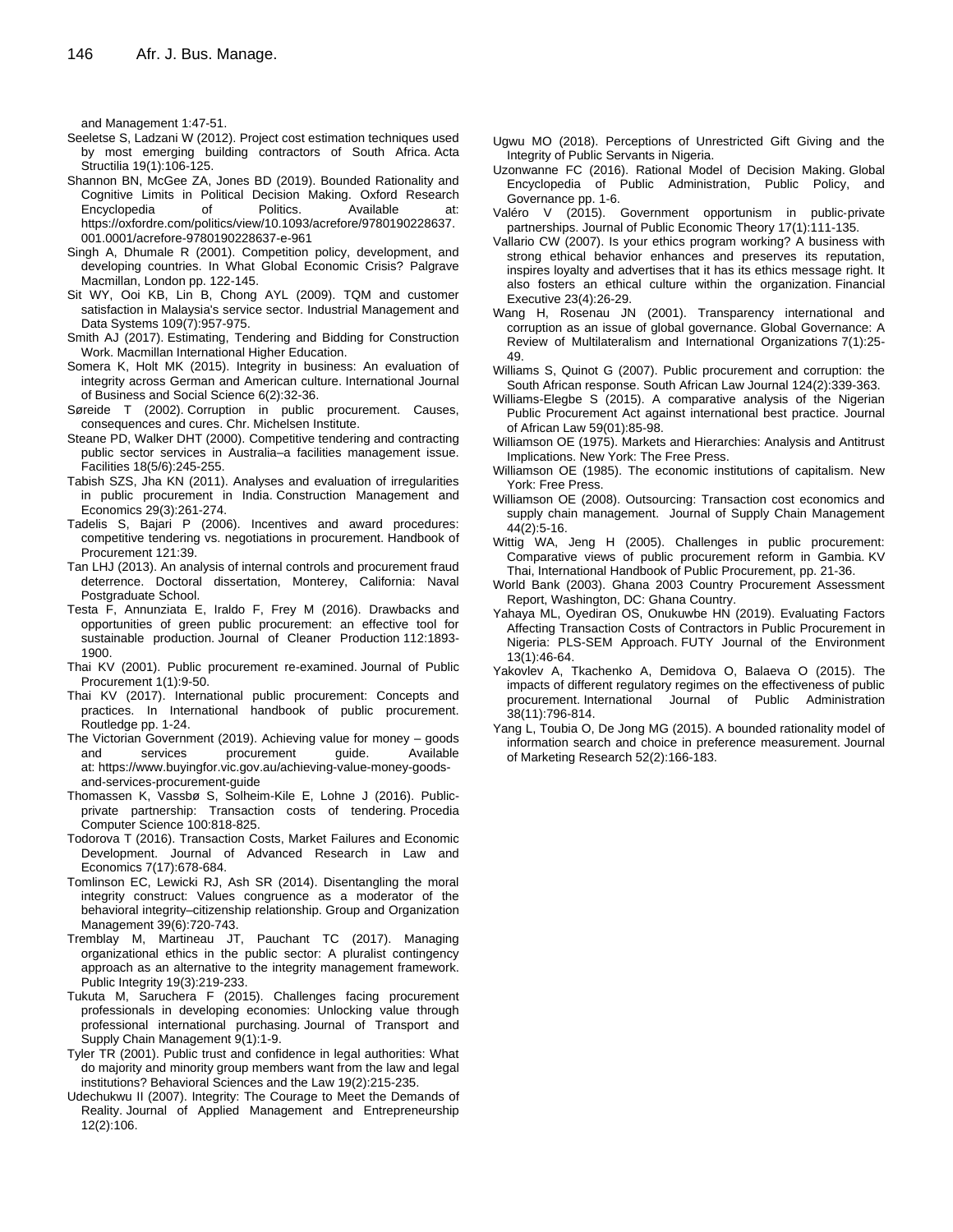and Management 1:47-51.

Seeletse S, Ladzani W (2012). Project cost estimation techniques used by most emerging building contractors of South Africa. Acta Structilia 19(1):106-125.

Shannon BN, McGee ZA, Jones BD (2019). Bounded Rationality and Cognitive Limits in Political Decision Making. Oxford Research Encyclopedia of Politics. Available at: https://oxfordre.com/politics/view/10.1093/acrefore/9780190228637.001.0001/acrefore-9780190228637-e-961

Singh A, Dhumale R (2001). Competition policy, development, and developing countries. In What Global Economic Crisis? Palgrave Macmillan, London pp. 122-145.

Sit WY, Ooi KB, Lin B, Chong AYL (2009). TQM and customer satisfaction in Malaysia's service sector. Industrial Management and Data Systems 109(7):957-975.

Smith AJ (2017). Estimating, Tendering and Bidding for Construction Work. Macmillan International Higher Education.

Somera K, Holt MK (2015). Integrity in business: An evaluation of integrity across German and American culture. International Journal of Business and Social Science 6(2):32-36.

Søreide T (2002). Corruption in public procurement. Causes, consequences and cures. Chr. Michelsen Institute.

Steane PD, Walker DHT (2000). Competitive tendering and contracting public sector services in Australia–a facilities management issue. Facilities 18(5/6):245-255.

Tabish SZS, Jha KN (2011). Analyses and evaluation of irregularities in public procurement in India. Construction Management and Economics 29(3):261-274.

Tadelis S, Bajari P (2006). Incentives and award procedures: competitive tendering vs. negotiations in procurement. Handbook of Procurement 121:39.

Tan LHJ (2013). An analysis of internal controls and procurement fraud deterrence. Doctoral dissertation, Monterey, California: Naval Postgraduate School.

Testa F, Annunziata E, Iraldo F, Frey M (2016). Drawbacks and opportunities of green public procurement: an effective tool for sustainable production. Journal of Cleaner Production 112:1893-1900.

Thai KV (2001). Public procurement re-examined. Journal of Public Procurement 1(1):9-50.

Thai KV (2017). International public procurement: Concepts and practices. In International handbook of public procurement. Routledge pp. 1-24.

The Victorian Government (2019). Achieving value for money – goods and services procurement guide. Available at: https://www.buyingfor.vic.gov.au/achieving-value-money-goods-and-services-pocurement-guide

Thomassen K, Vassbø S, Solheim-Kile E, Lohne J (2016). Public-private partnership: Transaction costs of tendering. Procedia Computer Science 100:818-825.

Todorova T (2016). Transaction Costs, Market Failures and Economic Development. Journal of Advanced Research in Law and Economics 7(17):678-684.

Tomlinson EC, Lewicki RJ, Ash SR (2014). Disentangling the moral integrity construct: Values congruence as a moderator of the behavioral integrity–citizenship relationship. Group and Organization Management 39(6):720-743.

Tremblay M, Martineau JT, Pauchant TC (2017). Managing organizational ethics in the public sector: A pluralist contingency approach as an alternative to the integrity management framework. Public Integrity 19(3):219-233.

Tukuta M, Saruchera F (2015). Challenges facing procurement professionals in developing economies: Unlocking value through professional international purchasing. Journal of Transport and Supply Chain Management 9(1):1-9.

Tyler TR (2001). Public trust and confidence in legal authorities: What do majority and minority group members want from the law and legal institutions? Behavioral Sciences and the Law 19(2):215-235.

Udechukwu II (2007). Integrity: The Courage to Meet the Demands of Reality. Journal of Applied Management and Entrepreneurship 12(2):106.

Ugwu MO (2018). Perceptions of Unrestricted Gift Giving and the Integrity of Public Servants in Nigeria.

Uzonwanne FC (2016). Rational Model of Decision Making. Global Encyclopedia of Public Administration, Public Policy, and Governance pp. 1-6.

Valéro V (2015). Government opportunism in public-private partnerships. Journal of Public Economic Theory 17(1):111-135.

Vallario CW (2007). Is your ethics program working? A business with strong ethical behavior enhances and preserves its reputation, inspires loyalty and advertises that it has its ethics message right. It also fosters an ethical culture within the organization. Financial Executive 23(4):26-29.

Wang H, Rosenau JN (2001). Transparency international and corruption as an issue of global governance. Global Governance: A Review of Multilateralism and International Organizations 7(1):25-49.

Williams S, Quinot G (2007). Public procurement and corruption: the South African response. South African Law Journal 124(2):339-363.

Williams-Elegbe S (2015). A comparative analysis of the Nigerian Public Procurement Act against international best practice. Journal of African Law 59(01):85-98.

Williamson OE (1975). Markets and Hierarchies: Analysis and Antitrust Implications. New York: The Free Press.

Williamson OE (1985). The economic institutions of capitalism. New York: Free Press.

Williamson OE (2008). Outsourcing: Transaction cost economics and supply chain management. Journal of Supply Chain Management 44(2):5-16.

Wittig WA, Jeng H (2005). Challenges in public procurement: Comparative views of public procurement reform in Gambia. KV Thai, International Handbook of Public Procurement, pp. 21-36.

World Bank (2003). Ghana 2003 Country Procurement Assessment Report, Washington, DC: Ghana Country.

Yahaya ML, Oyediran OS, Onukuwbe HN (2019). Evaluating Factors Affecting Transaction Costs of Contractors in Public Procurement in Nigeria: PLS-SEM Approach. FUTY Journal of the Environment 13(1):46-64.

Yakovlev A, Tkachenko A, Demidova O, Balaeva O (2015). The impacts of different regulatory regimes on the effectiveness of public procurement. International Journal of Public Administration 38(11):796-814.

Yang L, Toubia O, De Jong MG (2015). A bounded rationality model of information search and choice in preference measurement. Journal of Marketing Research 52(2):166-183.